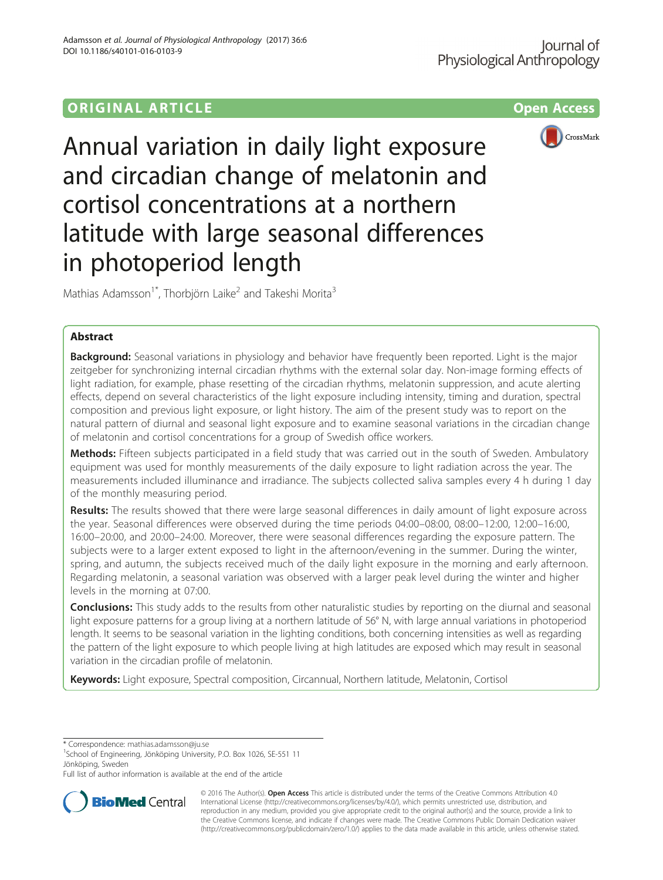ORIGINAL ARTICLE

Open Access

# Annual variation in daily light exposure and circadian change of melatonin and cortisol concentrations at a northern latitude with large seasonal differences in photoperiod length

Mathias Adamsson[1*], Thorbjörn Laike[2] and Takeshi Morita[3]

## Abstract

**Background:** Seasonal variations in physiology and behavior have frequently been reported. Light is the major zeitgeber for synchronizing internal circadian rhythms with the external solar day. Non-image forming effects of light radiation, for example, phase resetting of the circadian rhythms, melatonin suppression, and acute alerting effects, depend on several characteristics of the light exposure including intensity, timing and duration, spectral composition and previous light exposure, or light history. The aim of the present study was to report on the natural pattern of diurnal and seasonal light exposure and to examine seasonal variations in the circadian change of melatonin and cortisol concentrations for a group of Swedish office workers.

**Methods:** Fifteen subjects participated in a field study that was carried out in the south of Sweden. Ambulatory equipment was used for monthly measurements of the daily exposure to light radiation across the year. The measurements included illuminance and irradiance. The subjects collected saliva samples every 4 h during 1 day of the monthly measuring period.

**Results:** The results showed that there were large seasonal differences in daily amount of light exposure across the year. Seasonal differences were observed during the time periods 04:00–08:00, 08:00–12:00, 12:00–16:00, 16:00–20:00, and 20:00–24:00. Moreover, there were seasonal differences regarding the exposure pattern. The subjects were to a larger extent exposed to light in the afternoon/evening in the summer. During the winter, spring, and autumn, the subjects received much of the daily light exposure in the morning and early afternoon. Regarding melatonin, a seasonal variation was observed with a larger peak level during the winter and higher levels in the morning at 07:00.

**Conclusions:** This study adds to the results from other naturalistic studies by reporting on the diurnal and seasonal light exposure patterns for a group living at a northern latitude of 56° N, with large annual variations in photoperiod length. It seems to be seasonal variation in the lighting conditions, both concerning intensities as well as regarding the pattern of the light exposure to which people living at high latitudes are exposed which may result in seasonal variation in the circadian profile of melatonin.

**Keywords:** Light exposure, Spectral composition, Circannual, Northern latitude, Melatonin, Cortisol

---

* Correspondence: mathias.adamsson@ju.se
[1]School of Engineering, Jönköping University, P.O. Box 1026, SE-551 11 Jönköping, Sweden
Full list of author information is available at the end of the article

© 2016 The Author(s). **Open Access** This article is distributed under the terms of the Creative Commons Attribution 4.0 International License (http://creativecommons.org/licenses/by/4.0/), which permits unrestricted use, distribution, and reproduction in any medium, provided you give appropriate credit to the original author(s) and the source, provide a link to the Creative Commons license, and indicate if changes were made. The Creative Commons Public Domain Dedication waiver (http://creativecommons.org/publicdomain/zero/1.0/) applies to the data made available in this article, unless otherwise stated.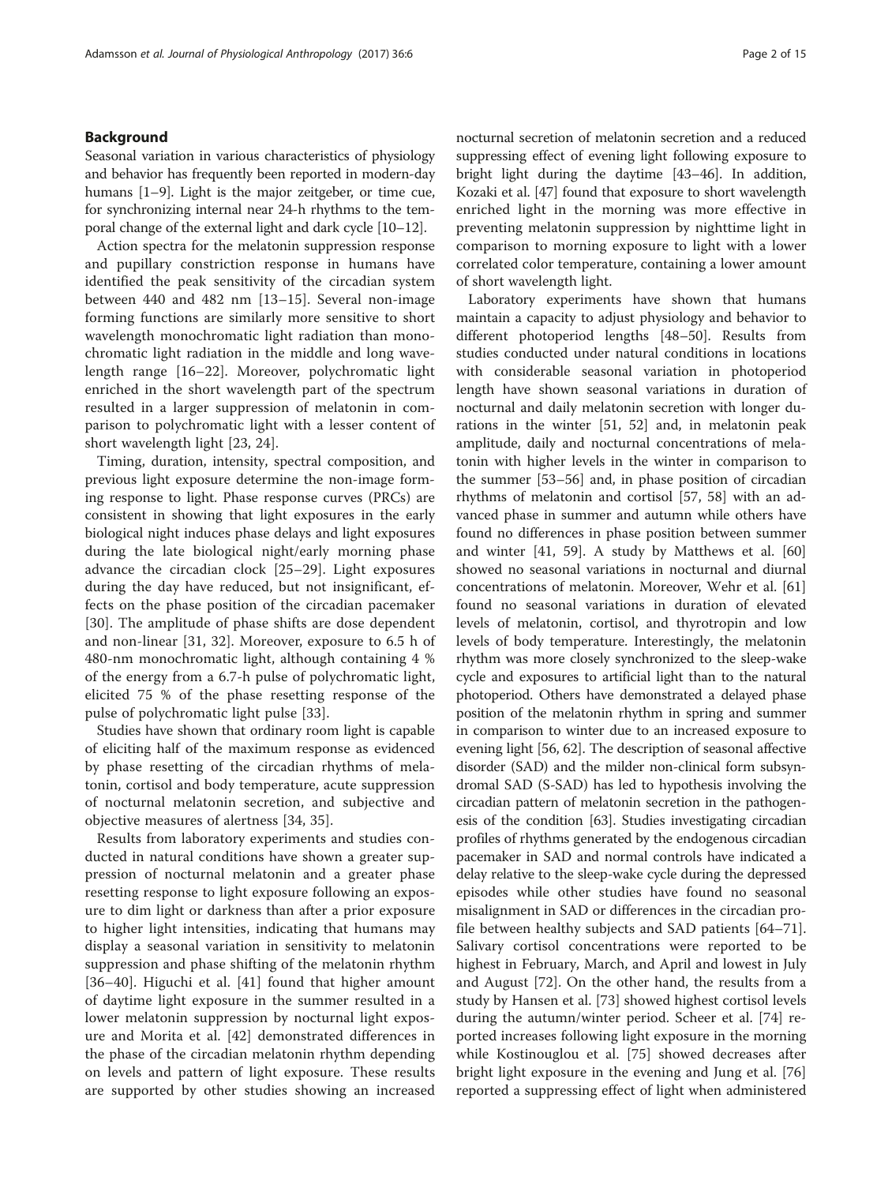## Background

Seasonal variation in various characteristics of physiology and behavior has frequently been reported in modern-day humans [1–9]. Light is the major zeitgeber, or time cue, for synchronizing internal near 24-h rhythms to the temporal change of the external light and dark cycle [10–12].

Action spectra for the melatonin suppression response and pupillary constriction response in humans have identified the peak sensitivity of the circadian system between 440 and 482 nm [13–15]. Several non-image forming functions are similarly more sensitive to short wavelength monochromatic light radiation than monochromatic light radiation in the middle and long wavelength range [16–22]. Moreover, polychromatic light enriched in the short wavelength part of the spectrum resulted in a larger suppression of melatonin in comparison to polychromatic light with a lesser content of short wavelength light [23, 24].

Timing, duration, intensity, spectral composition, and previous light exposure determine the non-image forming response to light. Phase response curves (PRCs) are consistent in showing that light exposures in the early biological night induces phase delays and light exposures during the late biological night/early morning phase advance the circadian clock [25–29]. Light exposures during the day have reduced, but not insignificant, effects on the phase position of the circadian pacemaker [30]. The amplitude of phase shifts are dose dependent and non-linear [31, 32]. Moreover, exposure to 6.5 h of 480-nm monochromatic light, although containing 4 % of the energy from a 6.7-h pulse of polychromatic light, elicited 75 % of the phase resetting response of the pulse of polychromatic light pulse [33].

Studies have shown that ordinary room light is capable of eliciting half of the maximum response as evidenced by phase resetting of the circadian rhythms of melatonin, cortisol and body temperature, acute suppression of nocturnal melatonin secretion, and subjective and objective measures of alertness [34, 35].

Results from laboratory experiments and studies conducted in natural conditions have shown a greater suppression of nocturnal melatonin and a greater phase resetting response to light exposure following an exposure to dim light or darkness than after a prior exposure to higher light intensities, indicating that humans may display a seasonal variation in sensitivity to melatonin suppression and phase shifting of the melatonin rhythm [36–40]. Higuchi et al. [41] found that higher amount of daytime light exposure in the summer resulted in a lower melatonin suppression by nocturnal light exposure and Morita et al. [42] demonstrated differences in the phase of the circadian melatonin rhythm depending on levels and pattern of light exposure. These results are supported by other studies showing an increased nocturnal secretion of melatonin secretion and a reduced suppressing effect of evening light following exposure to bright light during the daytime [43–46]. In addition, Kozaki et al. [47] found that exposure to short wavelength enriched light in the morning was more effective in preventing melatonin suppression by nighttime light in comparison to morning exposure to light with a lower correlated color temperature, containing a lower amount of short wavelength light.

Laboratory experiments have shown that humans maintain a capacity to adjust physiology and behavior to different photoperiod lengths [48–50]. Results from studies conducted under natural conditions in locations with considerable seasonal variation in photoperiod length have shown seasonal variations in duration of nocturnal and daily melatonin secretion with longer durations in the winter [51, 52] and, in melatonin peak amplitude, daily and nocturnal concentrations of melatonin with higher levels in the winter in comparison to the summer [53–56] and, in phase position of circadian rhythms of melatonin and cortisol [57, 58] with an advanced phase in summer and autumn while others have found no differences in phase position between summer and winter [41, 59]. A study by Matthews et al. [60] showed no seasonal variations in nocturnal and diurnal concentrations of melatonin. Moreover, Wehr et al. [61] found no seasonal variations in duration of elevated levels of melatonin, cortisol, and thyrotropin and low levels of body temperature. Interestingly, the melatonin rhythm was more closely synchronized to the sleep-wake cycle and exposures to artificial light than to the natural photoperiod. Others have demonstrated a delayed phase position of the melatonin rhythm in spring and summer in comparison to winter due to an increased exposure to evening light [56, 62]. The description of seasonal affective disorder (SAD) and the milder non-clinical form subsyndromal SAD (S-SAD) has led to hypothesis involving the circadian pattern of melatonin secretion in the pathogenesis of the condition [63]. Studies investigating circadian profiles of rhythms generated by the endogenous circadian pacemaker in SAD and normal controls have indicated a delay relative to the sleep-wake cycle during the depressed episodes while other studies have found no seasonal misalignment in SAD or differences in the circadian profile between healthy subjects and SAD patients [64–71]. Salivary cortisol concentrations were reported to be highest in February, March, and April and lowest in July and August [72]. On the other hand, the results from a study by Hansen et al. [73] showed highest cortisol levels during the autumn/winter period. Scheer et al. [74] reported increases following light exposure in the morning while Kostinouglou et al. [75] showed decreases after bright light exposure in the evening and Jung et al. [76] reported a suppressing effect of light when administered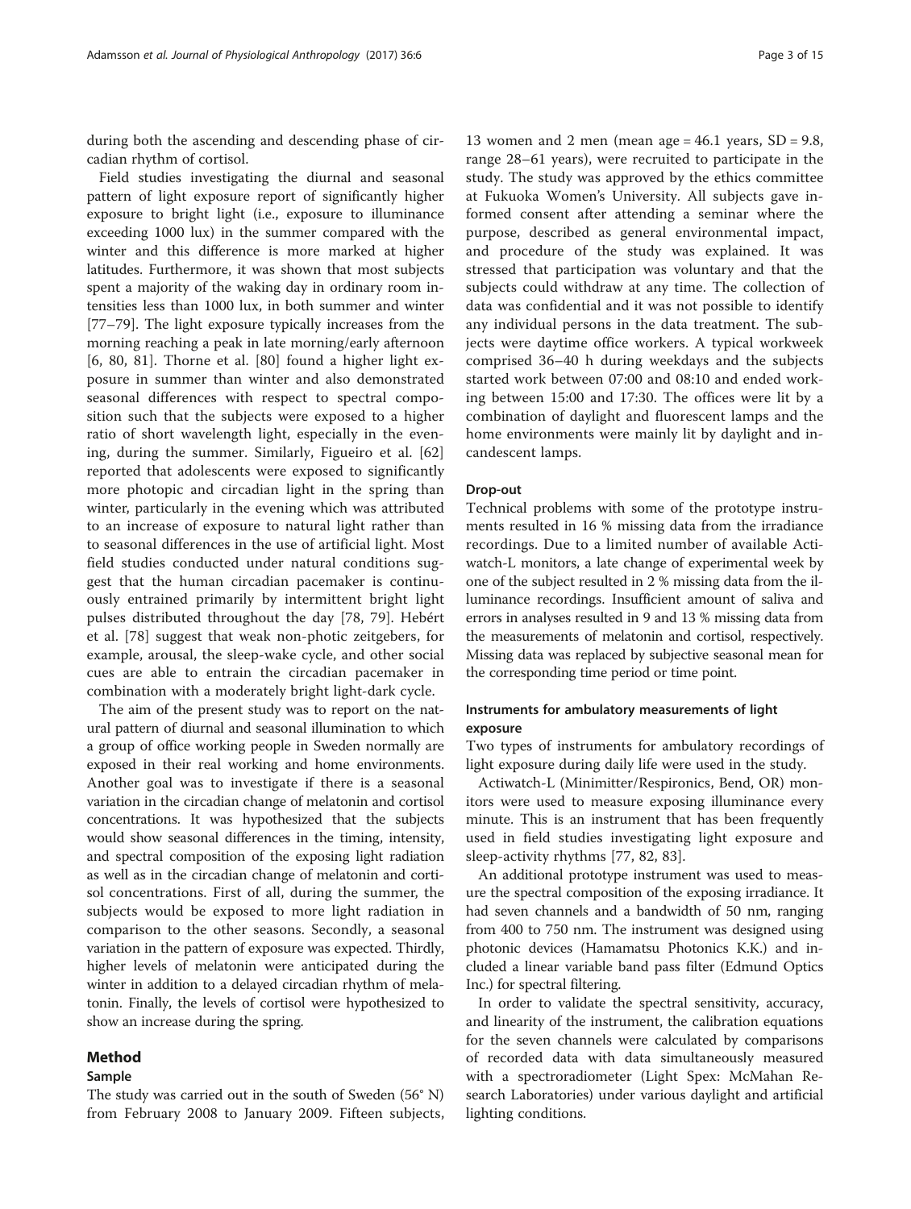during both the ascending and descending phase of circadian rhythm of cortisol.

Field studies investigating the diurnal and seasonal pattern of light exposure report of significantly higher exposure to bright light (i.e., exposure to illuminance exceeding 1000 lux) in the summer compared with the winter and this difference is more marked at higher latitudes. Furthermore, it was shown that most subjects spent a majority of the waking day in ordinary room intensities less than 1000 lux, in both summer and winter [77–79]. The light exposure typically increases from the morning reaching a peak in late morning/early afternoon [6, 80, 81]. Thorne et al. [80] found a higher light exposure in summer than winter and also demonstrated seasonal differences with respect to spectral composition such that the subjects were exposed to a higher ratio of short wavelength light, especially in the evening, during the summer. Similarly, Figueiro et al. [62] reported that adolescents were exposed to significantly more photopic and circadian light in the spring than winter, particularly in the evening which was attributed to an increase of exposure to natural light rather than to seasonal differences in the use of artificial light. Most field studies conducted under natural conditions suggest that the human circadian pacemaker is continuously entrained primarily by intermittent bright light pulses distributed throughout the day [78, 79]. Hebért et al. [78] suggest that weak non-photic zeitgebers, for example, arousal, the sleep-wake cycle, and other social cues are able to entrain the circadian pacemaker in combination with a moderately bright light-dark cycle.

The aim of the present study was to report on the natural pattern of diurnal and seasonal illumination to which a group of office working people in Sweden normally are exposed in their real working and home environments. Another goal was to investigate if there is a seasonal variation in the circadian change of melatonin and cortisol concentrations. It was hypothesized that the subjects would show seasonal differences in the timing, intensity, and spectral composition of the exposing light radiation as well as in the circadian change of melatonin and cortisol concentrations. First of all, during the summer, the subjects would be exposed to more light radiation in comparison to the other seasons. Secondly, a seasonal variation in the pattern of exposure was expected. Thirdly, higher levels of melatonin were anticipated during the winter in addition to a delayed circadian rhythm of melatonin. Finally, the levels of cortisol were hypothesized to show an increase during the spring.

# Method

## Sample

The study was carried out in the south of Sweden (56° N) from February 2008 to January 2009. Fifteen subjects, 13 women and 2 men (mean age = 46.1 years, SD = 9.8, range 28–61 years), were recruited to participate in the study. The study was approved by the ethics committee at Fukuoka Women's University. All subjects gave informed consent after attending a seminar where the purpose, described as general environmental impact, and procedure of the study was explained. It was stressed that participation was voluntary and that the subjects could withdraw at any time. The collection of data was confidential and it was not possible to identify any individual persons in the data treatment. The subjects were daytime office workers. A typical workweek comprised 36–40 h during weekdays and the subjects started work between 07:00 and 08:10 and ended working between 15:00 and 17:30. The offices were lit by a combination of daylight and fluorescent lamps and the home environments were mainly lit by daylight and incandescent lamps.

## Drop-out

Technical problems with some of the prototype instruments resulted in 16 % missing data from the irradiance recordings. Due to a limited number of available Actiwatch-L monitors, a late change of experimental week by one of the subject resulted in 2 % missing data from the illuminance recordings. Insufficient amount of saliva and errors in analyses resulted in 9 and 13 % missing data from the measurements of melatonin and cortisol, respectively. Missing data was replaced by subjective seasonal mean for the corresponding time period or time point.

## Instruments for ambulatory measurements of light exposure

Two types of instruments for ambulatory recordings of light exposure during daily life were used in the study.

Actiwatch-L (Minimitter/Respironics, Bend, OR) monitors were used to measure exposing illuminance every minute. This is an instrument that has been frequently used in field studies investigating light exposure and sleep-activity rhythms [77, 82, 83].

An additional prototype instrument was used to measure the spectral composition of the exposing irradiance. It had seven channels and a bandwidth of 50 nm, ranging from 400 to 750 nm. The instrument was designed using photonic devices (Hamamatsu Photonics K.K.) and included a linear variable band pass filter (Edmund Optics Inc.) for spectral filtering.

In order to validate the spectral sensitivity, accuracy, and linearity of the instrument, the calibration equations for the seven channels were calculated by comparisons of recorded data with data simultaneously measured with a spectroradiometer (Light Spex: McMahan Research Laboratories) under various daylight and artificial lighting conditions.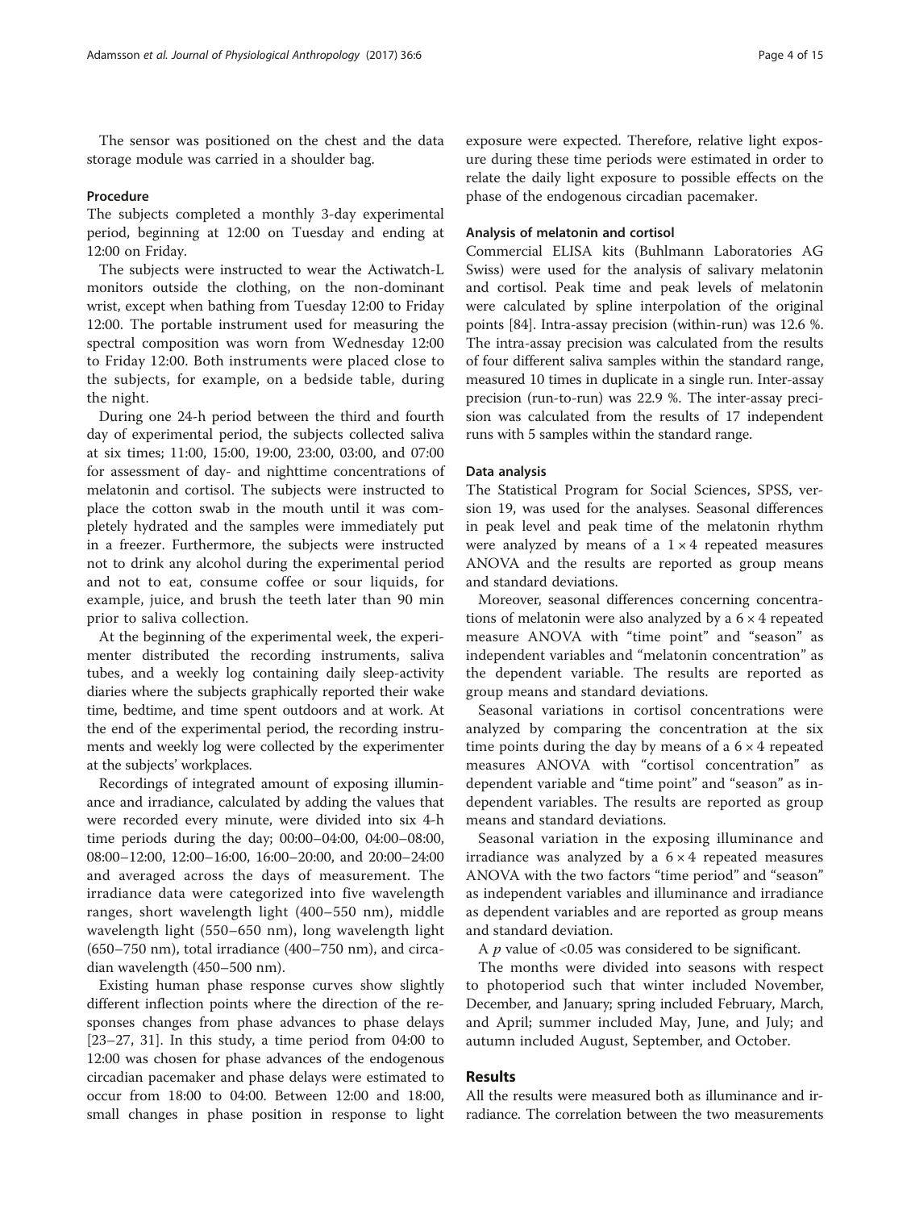The sensor was positioned on the chest and the data storage module was carried in a shoulder bag.

### Procedure

The subjects completed a monthly 3-day experimental period, beginning at 12:00 on Tuesday and ending at 12:00 on Friday.

The subjects were instructed to wear the Actiwatch-L monitors outside the clothing, on the non-dominant wrist, except when bathing from Tuesday 12:00 to Friday 12:00. The portable instrument used for measuring the spectral composition was worn from Wednesday 12:00 to Friday 12:00. Both instruments were placed close to the subjects, for example, on a bedside table, during the night.

During one 24-h period between the third and fourth day of experimental period, the subjects collected saliva at six times; 11:00, 15:00, 19:00, 23:00, 03:00, and 07:00 for assessment of day- and nighttime concentrations of melatonin and cortisol. The subjects were instructed to place the cotton swab in the mouth until it was completely hydrated and the samples were immediately put in a freezer. Furthermore, the subjects were instructed not to drink any alcohol during the experimental period and not to eat, consume coffee or sour liquids, for example, juice, and brush the teeth later than 90 min prior to saliva collection.

At the beginning of the experimental week, the experimenter distributed the recording instruments, saliva tubes, and a weekly log containing daily sleep-activity diaries where the subjects graphically reported their wake time, bedtime, and time spent outdoors and at work. At the end of the experimental period, the recording instruments and weekly log were collected by the experimenter at the subjects' workplaces.

Recordings of integrated amount of exposing illuminance and irradiance, calculated by adding the values that were recorded every minute, were divided into six 4-h time periods during the day; 00:00–04:00, 04:00–08:00, 08:00–12:00, 12:00–16:00, 16:00–20:00, and 20:00–24:00 and averaged across the days of measurement. The irradiance data were categorized into five wavelength ranges, short wavelength light (400–550 nm), middle wavelength light (550–650 nm), long wavelength light (650–750 nm), total irradiance (400–750 nm), and circadian wavelength (450–500 nm).

Existing human phase response curves show slightly different inflection points where the direction of the responses changes from phase advances to phase delays [23–27, 31]. In this study, a time period from 04:00 to 12:00 was chosen for phase advances of the endogenous circadian pacemaker and phase delays were estimated to occur from 18:00 to 04:00. Between 12:00 and 18:00, small changes in phase position in response to light exposure were expected. Therefore, relative light exposure during these time periods were estimated in order to relate the daily light exposure to possible effects on the phase of the endogenous circadian pacemaker.

### Analysis of melatonin and cortisol

Commercial ELISA kits (Buhlmann Laboratories AG Swiss) were used for the analysis of salivary melatonin and cortisol. Peak time and peak levels of melatonin were calculated by spline interpolation of the original points [84]. Intra-assay precision (within-run) was 12.6 %. The intra-assay precision was calculated from the results of four different saliva samples within the standard range, measured 10 times in duplicate in a single run. Inter-assay precision (run-to-run) was 22.9 %. The inter-assay precision was calculated from the results of 17 independent runs with 5 samples within the standard range.

### Data analysis

The Statistical Program for Social Sciences, SPSS, version 19, was used for the analyses. Seasonal differences in peak level and peak time of the melatonin rhythm were analyzed by means of a $1 \times 4$ repeated measures ANOVA and the results are reported as group means and standard deviations.

Moreover, seasonal differences concerning concentrations of melatonin were also analyzed by a $6 \times 4$ repeated measure ANOVA with "time point" and "season" as independent variables and "melatonin concentration" as the dependent variable. The results are reported as group means and standard deviations.

Seasonal variations in cortisol concentrations were analyzed by comparing the concentration at the six time points during the day by means of a $6 \times 4$ repeated measures ANOVA with "cortisol concentration" as dependent variable and "time point" and "season" as independent variables. The results are reported as group means and standard deviations.

Seasonal variation in the exposing illuminance and irradiance was analyzed by a $6 \times 4$ repeated measures ANOVA with the two factors "time period" and "season" as independent variables and illuminance and irradiance as dependent variables and are reported as group means and standard deviation.

A $p$ value of $<0.05$ was considered to be significant.

The months were divided into seasons with respect to photoperiod such that winter included November, December, and January; spring included February, March, and April; summer included May, June, and July; and autumn included August, September, and October.

## Results

All the results were measured both as illuminance and irradiance. The correlation between the two measurements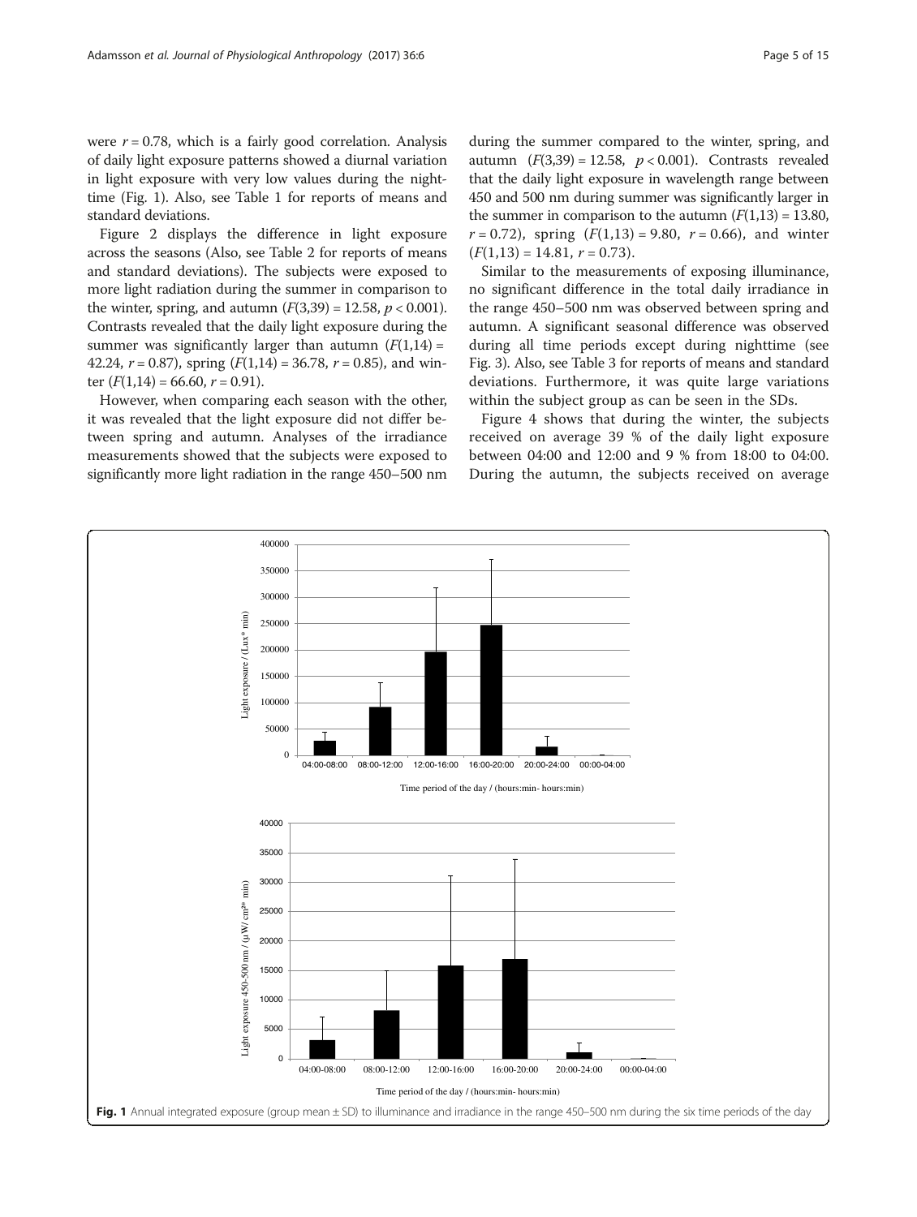were $r = 0.78$, which is a fairly good correlation. Analysis of daily light exposure patterns showed a diurnal variation in light exposure with very low values during the nighttime (Fig. 1). Also, see Table 1 for reports of means and standard deviations.

Figure 2 displays the difference in light exposure across the seasons (Also, see Table 2 for reports of means and standard deviations). The subjects were exposed to more light radiation during the summer in comparison to the winter, spring, and autumn ($F(3,39) = 12.58$, $p < 0.001$). Contrasts revealed that the daily light exposure during the summer was significantly larger than autumn ($F(1,14) = 42.24$, $r = 0.87$), spring ($F(1,14) = 36.78$, $r = 0.85$), and winter ($F(1,14) = 66.60$, $r = 0.91$).

However, when comparing each season with the other, it was revealed that the light exposure did not differ between spring and autumn. Analyses of the irradiance measurements showed that the subjects were exposed to significantly more light radiation in the range 450–500 nm during the summer compared to the winter, spring, and autumn ($F(3,39) = 12.58$, $p < 0.001$). Contrasts revealed that the daily light exposure in wavelength range between 450 and 500 nm during summer was significantly larger in the summer in comparison to the autumn ($F(1,13) = 13.80$, $r = 0.72$), spring ($F(1,13) = 9.80$, $r = 0.66$), and winter ($F(1,13) = 14.81$, $r = 0.73$).

Similar to the measurements of exposing illuminance, no significant difference in the total daily irradiance in the range 450–500 nm was observed between spring and autumn. A significant seasonal difference was observed during all time periods except during nighttime (see Fig. 3). Also, see Table 3 for reports of means and standard deviations. Furthermore, it was quite large variations within the subject group as can be seen in the SDs.

Figure 4 shows that during the winter, the subjects received on average 39 % of the daily light exposure between 04:00 and 12:00 and 9 % from 18:00 to 04:00. During the autumn, the subjects received on average

**Fig. 1** Annual integrated exposure (group mean ± SD) to illuminance and irradiance in the range 450–500 nm during the six time periods of the day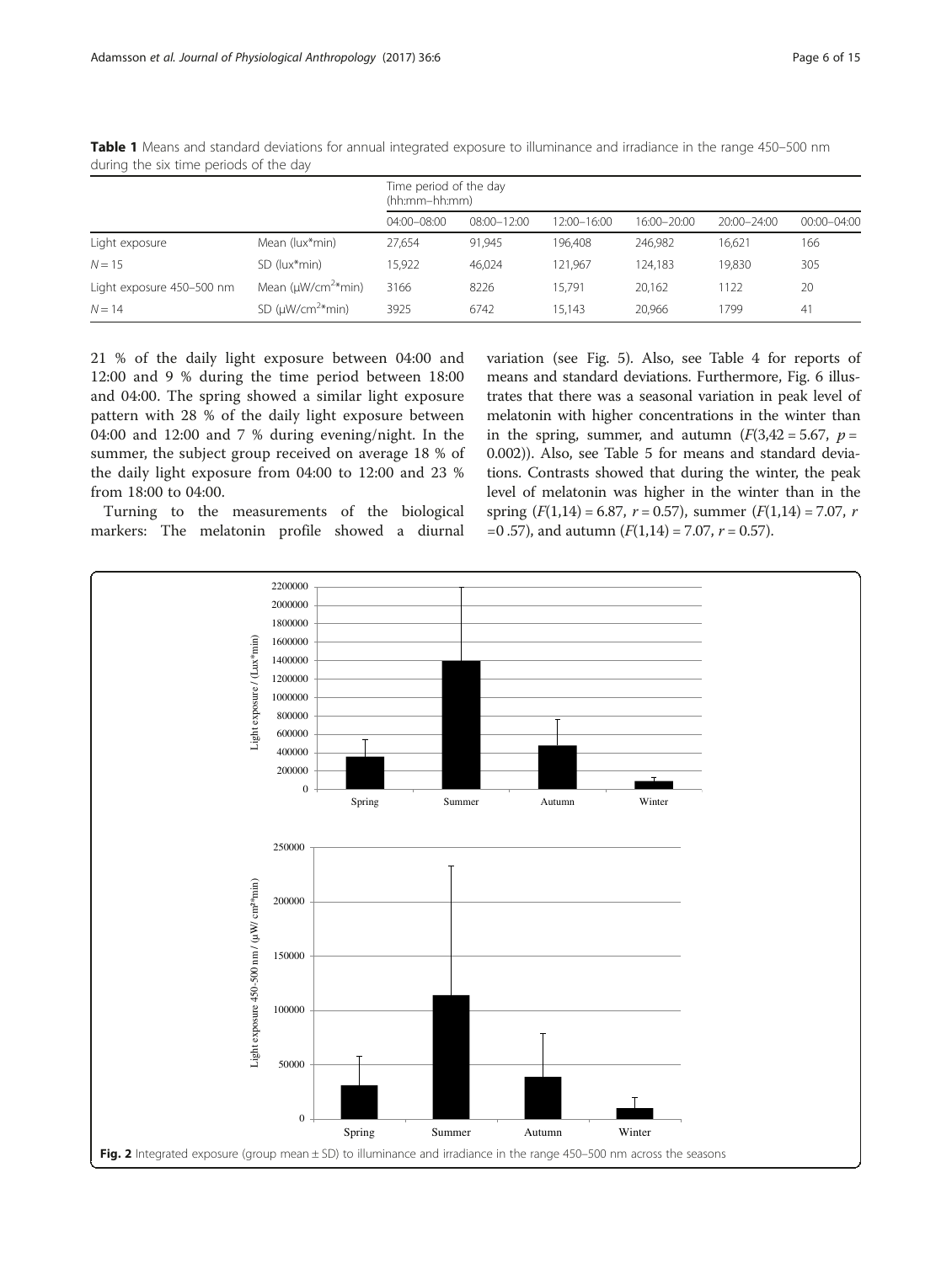**Table 1** Means and standard deviations for annual integrated exposure to illuminance and irradiance in the range 450–500 nm during the six time periods of the day

| | | Time period of the day (hh:mm–hh:mm) | | | | | |
|---|---|---|---|---|---|---|---|
| | | 04:00–08:00 | 08:00–12:00 | 12:00–16:00 | 16:00–20:00 | 20:00–24:00 | 00:00–04:00 |
| Light exposure | Mean (lux*min) | 27,654 | 91,945 | 196,408 | 246,982 | 16,621 | 166 |
| $N = 15$ | SD (lux*min) | 15,922 | 46,024 | 121,967 | 124,183 | 19,830 | 305 |
| Light exposure 450–500 nm | Mean (μW/cm$^2$*min) | 3166 | 8226 | 15,791 | 20,162 | 1122 | 20 |
| $N = 14$ | SD (μW/cm$^2$*min) | 3925 | 6742 | 15,143 | 20,966 | 1799 | 41 |

21 % of the daily light exposure between 04:00 and 12:00 and 9 % during the time period between 18:00 and 04:00. The spring showed a similar light exposure pattern with 28 % of the daily light exposure between 04:00 and 12:00 and 7 % during evening/night. In the summer, the subject group received on average 18 % of the daily light exposure from 04:00 to 12:00 and 23 % from 18:00 to 04:00.

Turning to the measurements of the biological markers: The melatonin profile showed a diurnal variation (see Fig. 5). Also, see Table 4 for reports of means and standard deviations. Furthermore, Fig. 6 illustrates that there was a seasonal variation in peak level of melatonin with higher concentrations in the winter than in the spring, summer, and autumn ($F(3,42) = 5.67$, $p = 0.002$)). Also, see Table 5 for means and standard deviations. Contrasts showed that during the winter, the peak level of melatonin was higher in the winter than in the spring ($F(1,14) = 6.87$, $r = 0.57$), summer ($F(1,14) = 7.07$, $r = 0.57$), and autumn ($F(1,14) = 7.07$, $r = 0.57$).

**Fig. 2** Integrated exposure (group mean ± SD) to illuminance and irradiance in the range 450–500 nm across the seasons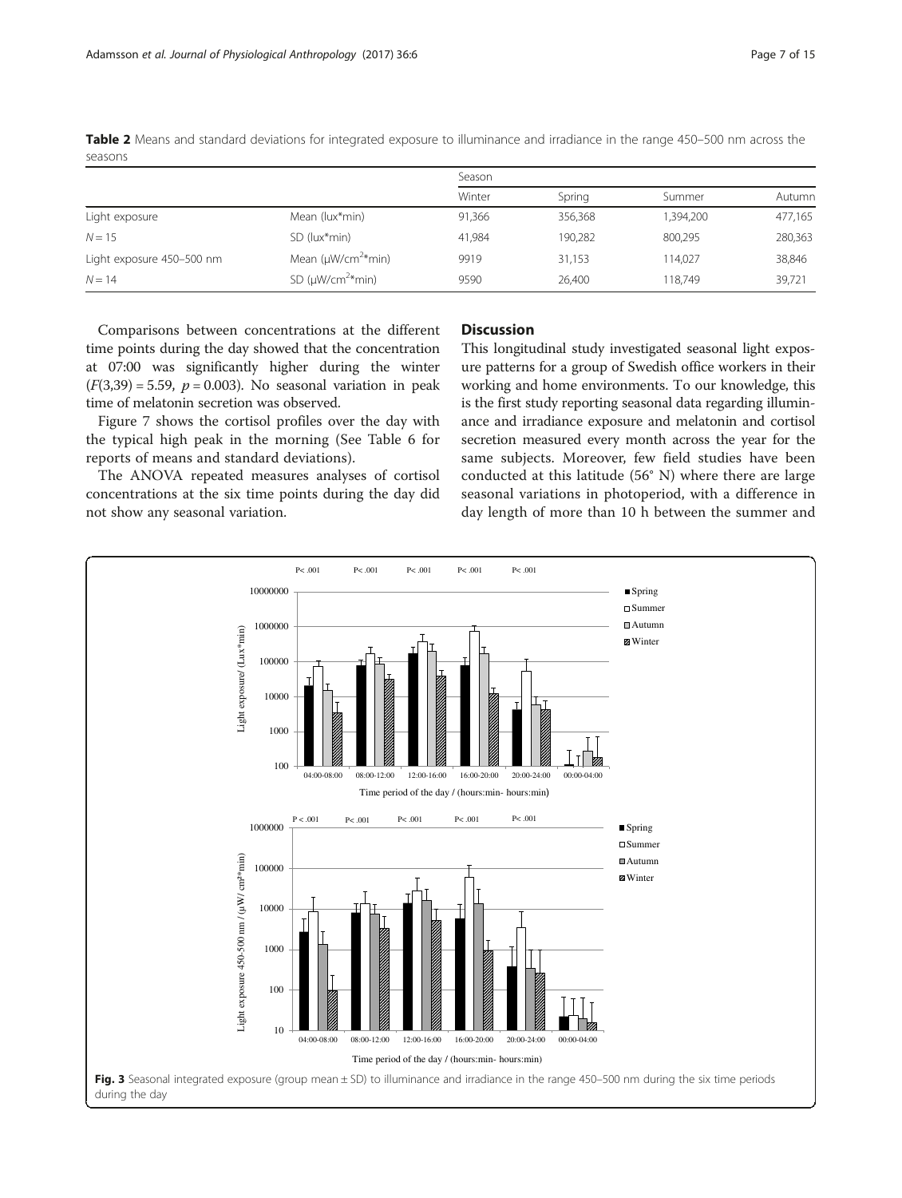**Table 2** Means and standard deviations for integrated exposure to illuminance and irradiance in the range 450–500 nm across the seasons

| | | Season | | | |
|---|---|---|---|---|---|
| | | Winter | Spring | Summer | Autumn |
| Light exposure | Mean (lux*min) | 91,366 | 356,368 | 1,394,200 | 477,165 |
| $N = 15$ | SD (lux*min) | 41,984 | 190,282 | 800,295 | 280,363 |
| Light exposure 450–500 nm | Mean (μW/cm$^2$*min) | 9919 | 31,153 | 114,027 | 38,846 |
| $N = 14$ | SD (μW/cm$^2$*min) | 9590 | 26,400 | 118,749 | 39,721 |

Comparisons between concentrations at the different time points during the day showed that the concentration at 07:00 was significantly higher during the winter ($F(3,39) = 5.59$, $p = 0.003$). No seasonal variation in peak time of melatonin secretion was observed.

Figure 7 shows the cortisol profiles over the day with the typical high peak in the morning (See Table 6 for reports of means and standard deviations).

The ANOVA repeated measures analyses of cortisol concentrations at the six time points during the day did not show any seasonal variation.

## Discussion

This longitudinal study investigated seasonal light exposure patterns for a group of Swedish office workers in their working and home environments. To our knowledge, this is the first study reporting seasonal data regarding illuminance and irradiance exposure and melatonin and cortisol secretion measured every month across the year for the same subjects. Moreover, few field studies have been conducted at this latitude (56° N) where there are large seasonal variations in photoperiod, with a difference in day length of more than 10 h between the summer and

**Fig. 3** Seasonal integrated exposure (group mean ± SD) to illuminance and irradiance in the range 450–500 nm during the six time periods during the day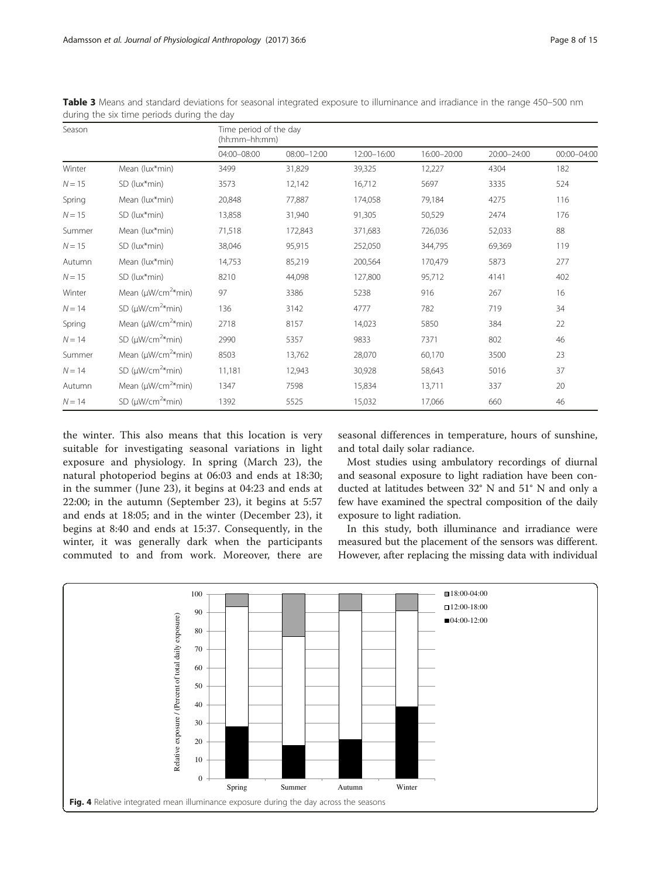**Table 3** Means and standard deviations for seasonal integrated exposure to illuminance and irradiance in the range 450–500 nm during the six time periods during the day

| Season | | Time period of the day (hh:mm–hh:mm) | | | | | |
|---|---|---|---|---|---|---|---|
| | | 04:00–08:00 | 08:00–12:00 | 12:00–16:00 | 16:00–20:00 | 20:00–24:00 | 00:00–04:00 |
| Winter | Mean (lux*min) | 3499 | 31,829 | 39,325 | 12,227 | 4304 | 182 |
| $N = 15$ | SD (lux*min) | 3573 | 12,142 | 16,712 | 5697 | 3335 | 524 |
| Spring | Mean (lux*min) | 20,848 | 77,887 | 174,058 | 79,184 | 4275 | 116 |
| $N = 15$ | SD (lux*min) | 13,858 | 31,940 | 91,305 | 50,529 | 2474 | 176 |
| Summer | Mean (lux*min) | 71,518 | 172,843 | 371,683 | 726,036 | 52,033 | 88 |
| $N = 15$ | SD (lux*min) | 38,046 | 95,915 | 252,050 | 344,795 | 69,369 | 119 |
| Autumn | Mean (lux*min) | 14,753 | 85,219 | 200,564 | 170,479 | 5873 | 277 |
| $N = 15$ | SD (lux*min) | 8210 | 44,098 | 127,800 | 95,712 | 4141 | 402 |
| Winter | Mean (μW/cm$^2$*min) | 97 | 3386 | 5238 | 916 | 267 | 16 |
| $N = 14$ | SD (μW/cm$^2$*min) | 136 | 3142 | 4777 | 782 | 719 | 34 |
| Spring | Mean (μW/cm$^2$*min) | 2718 | 8157 | 14,023 | 5850 | 384 | 22 |
| $N = 14$ | SD (μW/cm$^2$*min) | 2990 | 5357 | 9833 | 7371 | 802 | 46 |
| Summer | Mean (μW/cm$^2$*min) | 8503 | 13,762 | 28,070 | 60,170 | 3500 | 23 |
| $N = 14$ | SD (μW/cm$^2$*min) | 11,181 | 12,943 | 30,928 | 58,643 | 5016 | 37 |
| Autumn | Mean (μW/cm$^2$*min) | 1347 | 7598 | 15,834 | 13,711 | 337 | 20 |
| $N = 14$ | SD (μW/cm$^2$*min) | 1392 | 5525 | 15,032 | 17,066 | 660 | 46 |

the winter. This also means that this location is very suitable for investigating seasonal variations in light exposure and physiology. In spring (March 23), the natural photoperiod begins at 06:03 and ends at 18:30; in the summer (June 23), it begins at 04:23 and ends at 22:00; in the autumn (September 23), it begins at 5:57 and ends at 18:05; and in the winter (December 23), it begins at 8:40 and ends at 15:37. Consequently, in the winter, it was generally dark when the participants commuted to and from work. Moreover, there are seasonal differences in temperature, hours of sunshine, and total daily solar radiance.

Most studies using ambulatory recordings of diurnal and seasonal exposure to light radiation have been conducted at latitudes between 32° N and 51° N and only a few have examined the spectral composition of the daily exposure to light radiation.

In this study, both illuminance and irradiance were measured but the placement of the sensors was different. However, after replacing the missing data with individual

**Fig. 4** Relative integrated mean illuminance exposure during the day across the seasons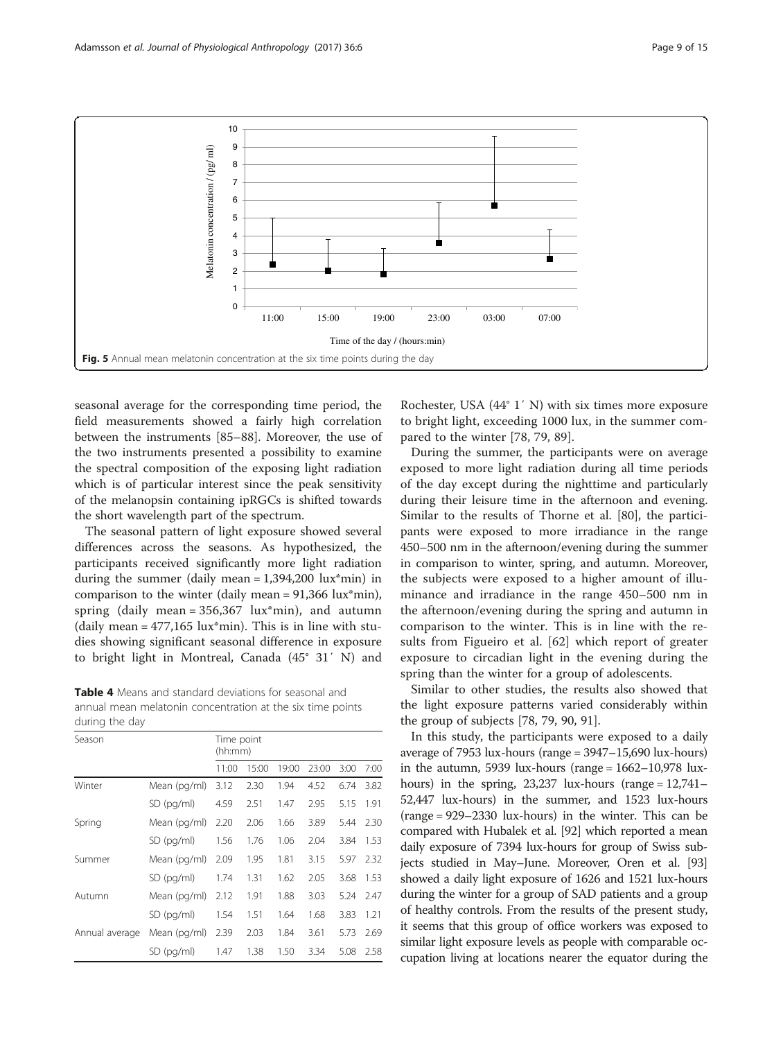Fig. 5 Annual mean melatonin concentration at the six time points during the day

seasonal average for the corresponding time period, the field measurements showed a fairly high correlation between the instruments [85–88]. Moreover, the use of the two instruments presented a possibility to examine the spectral composition of the exposing light radiation which is of particular interest since the peak sensitivity of the melanopsin containing ipRGCs is shifted towards the short wavelength part of the spectrum.

The seasonal pattern of light exposure showed several differences across the seasons. As hypothesized, the participants received significantly more light radiation during the summer (daily mean = 1,394,200 lux*min) in comparison to the winter (daily mean = 91,366 lux*min), spring (daily mean = 356,367 lux*min), and autumn (daily mean = 477,165 lux*min). This is in line with studies showing significant seasonal difference in exposure to bright light in Montreal, Canada (45° 31′ N) and Rochester, USA (44° 1′ N) with six times more exposure to bright light, exceeding 1000 lux, in the summer compared to the winter [78, 79, 89].

**Table 4** Means and standard deviations for seasonal and annual mean melatonin concentration at the six time points during the day

| Season | | Time point (hh:mm) | | | | | |
|---|---|---|---|---|---|---|---|
| | | 11:00 | 15:00 | 19:00 | 23:00 | 3:00 | 7:00 |
| Winter | Mean (pg/ml) | 3.12 | 2.30 | 1.94 | 4.52 | 6.74 | 3.82 |
| | SD (pg/ml) | 4.59 | 2.51 | 1.47 | 2.95 | 5.15 | 1.91 |
| Spring | Mean (pg/ml) | 2.20 | 2.06 | 1.66 | 3.89 | 5.44 | 2.30 |
| | SD (pg/ml) | 1.56 | 1.76 | 1.06 | 2.04 | 3.84 | 1.53 |
| Summer | Mean (pg/ml) | 2.09 | 1.95 | 1.81 | 3.15 | 5.97 | 2.32 |
| | SD (pg/ml) | 1.74 | 1.31 | 1.62 | 2.05 | 3.68 | 1.53 |
| Autumn | Mean (pg/ml) | 2.12 | 1.91 | 1.88 | 3.03 | 5.24 | 2.47 |
| | SD (pg/ml) | 1.54 | 1.51 | 1.64 | 1.68 | 3.83 | 1.21 |
| Annual average | Mean (pg/ml) | 2.39 | 2.03 | 1.84 | 3.61 | 5.73 | 2.69 |
| | SD (pg/ml) | 1.47 | 1.38 | 1.50 | 3.34 | 5.08 | 2.58 |

During the summer, the participants were on average exposed to more light radiation during all time periods of the day except during the nighttime and particularly during their leisure time in the afternoon and evening. Similar to the results of Thorne et al. [80], the participants were exposed to more irradiance in the range 450–500 nm in the afternoon/evening during the summer in comparison to winter, spring, and autumn. Moreover, the subjects were exposed to a higher amount of illuminance and irradiance in the range 450–500 nm in the afternoon/evening during the spring and autumn in comparison to the winter. This is in line with the results from Figueiro et al. [62] which report of greater exposure to circadian light in the evening during the spring than the winter for a group of adolescents.

Similar to other studies, the results also showed that the light exposure patterns varied considerably within the group of subjects [78, 79, 90, 91].

In this study, the participants were exposed to a daily average of 7953 lux-hours (range = 3947–15,690 lux-hours) in the autumn, 5939 lux-hours (range = 1662–10,978 lux-hours) in the spring, 23,237 lux-hours (range = 12,741–52,447 lux-hours) in the summer, and 1523 lux-hours (range = 929–2330 lux-hours) in the winter. This can be compared with Hubalek et al. [92] which reported a mean daily exposure of 7394 lux-hours for group of Swiss subjects studied in May–June. Moreover, Oren et al. [93] showed a daily light exposure of 1626 and 1521 lux-hours during the winter for a group of SAD patients and a group of healthy controls. From the results of the present study, it seems that this group of office workers was exposed to similar light exposure levels as people with comparable occupation living at locations nearer the equator during the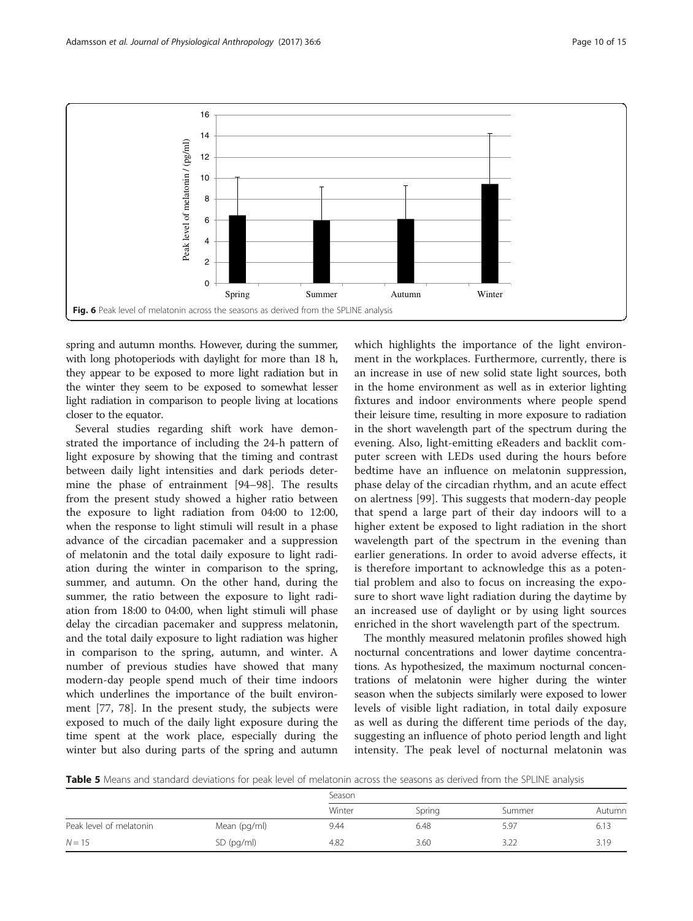16
14
12
10
8
6
4
2
0

Peak level of melatonin / (pg/ml)

Spring
Summer
Autumn
Winter

**Fig. 6** Peak level of melatonin across the seasons as derived from the SPLINE analysis

spring and autumn months. However, during the summer, with long photoperiods with daylight for more than 18 h, they appear to be exposed to more light radiation but in the winter they seem to be exposed to somewhat lesser light radiation in comparison to people living at locations closer to the equator.

Several studies regarding shift work have demonstrated the importance of including the 24-h pattern of light exposure by showing that the timing and contrast between daily light intensities and dark periods determine the phase of entrainment [94–98]. The results from the present study showed a higher ratio between the exposure to light radiation from 04:00 to 12:00, when the response to light stimuli will result in a phase advance of the circadian pacemaker and a suppression of melatonin and the total daily exposure to light radiation during the winter in comparison to the spring, summer, and autumn. On the other hand, during the summer, the ratio between the exposure to light radiation from 18:00 to 04:00, when light stimuli will phase delay the circadian pacemaker and suppress melatonin, and the total daily exposure to light radiation was higher in comparison to the spring, autumn, and winter. A number of previous studies have showed that many modern-day people spend much of their time indoors which underlines the importance of the built environment [77, 78]. In the present study, the subjects were exposed to much of the daily light exposure during the time spent at the work place, especially during the winter but also during parts of the spring and autumn which highlights the importance of the light environment in the workplaces. Furthermore, currently, there is an increase in use of new solid state light sources, both in the home environment as well as in exterior lighting fixtures and indoor environments where people spend their leisure time, resulting in more exposure to radiation in the short wavelength part of the spectrum during the evening. Also, light-emitting eReaders and backlit computer screen with LEDs used during the hours before bedtime have an influence on melatonin suppression, phase delay of the circadian rhythm, and an acute effect on alertness [99]. This suggests that modern-day people that spend a large part of their day indoors will to a higher extent be exposed to light radiation in the short wavelength part of the spectrum in the evening than earlier generations. In order to avoid adverse effects, it is therefore important to acknowledge this as a potential problem and also to focus on increasing the exposure to short wave light radiation during the daytime by an increased use of daylight or by using light sources enriched in the short wavelength part of the spectrum.

The monthly measured melatonin profiles showed high nocturnal concentrations and lower daytime concentrations. As hypothesized, the maximum nocturnal concentrations of melatonin were higher during the winter season when the subjects similarly were exposed to lower levels of visible light radiation, in total daily exposure as well as during the different time periods of the day, suggesting an influence of photo period length and light intensity. The peak level of nocturnal melatonin was

**Table 5** Means and standard deviations for peak level of melatonin across the seasons as derived from the SPLINE analysis

| | | Season | | | |
|---|---|---|---|---|---|
| | | Winter | Spring | Summer | Autumn |
| Peak level of melatonin | Mean (pg/ml) | 9.44 | 6.48 | 5.97 | 6.13 |
| $N = 15$ | SD (pg/ml) | 4.82 | 3.60 | 3.22 | 3.19 |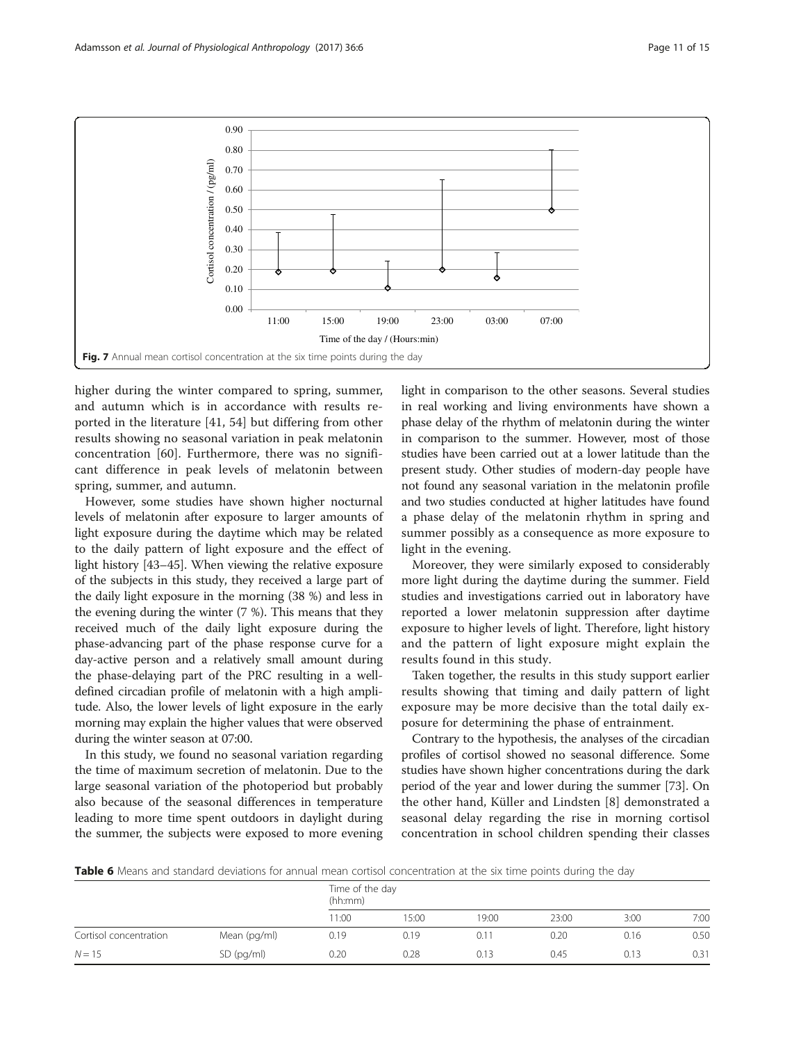Fig. 7 Annual mean cortisol concentration at the six time points during the day

higher during the winter compared to spring, summer, and autumn which is in accordance with results reported in the literature [41, 54] but differing from other results showing no seasonal variation in peak melatonin concentration [60]. Furthermore, there was no significant difference in peak levels of melatonin between spring, summer, and autumn.

However, some studies have shown higher nocturnal levels of melatonin after exposure to larger amounts of light exposure during the daytime which may be related to the daily pattern of light exposure and the effect of light history [43–45]. When viewing the relative exposure of the subjects in this study, they received a large part of the daily light exposure in the morning (38 %) and less in the evening during the winter (7 %). This means that they received much of the daily light exposure during the phase-advancing part of the phase response curve for a day-active person and a relatively small amount during the phase-delaying part of the PRC resulting in a well-defined circadian profile of melatonin with a high amplitude. Also, the lower levels of light exposure in the early morning may explain the higher values that were observed during the winter season at 07:00.

In this study, we found no seasonal variation regarding the time of maximum secretion of melatonin. Due to the large seasonal variation of the photoperiod but probably also because of the seasonal differences in temperature leading to more time spent outdoors in daylight during the summer, the subjects were exposed to more evening light in comparison to the other seasons. Several studies in real working and living environments have shown a phase delay of the rhythm of melatonin during the winter in comparison to the summer. However, most of those studies have been carried out at a lower latitude than the present study. Other studies of modern-day people have not found any seasonal variation in the melatonin profile and two studies conducted at higher latitudes have found a phase delay of the melatonin rhythm in spring and summer possibly as a consequence as more exposure to light in the evening.

Moreover, they were similarly exposed to considerably more light during the daytime during the summer. Field studies and investigations carried out in laboratory have reported a lower melatonin suppression after daytime exposure to higher levels of light. Therefore, light history and the pattern of light exposure might explain the results found in this study.

Taken together, the results in this study support earlier results showing that timing and daily pattern of light exposure may be more decisive than the total daily exposure for determining the phase of entrainment.

Contrary to the hypothesis, the analyses of the circadian profiles of cortisol showed no seasonal difference. Some studies have shown higher concentrations during the dark period of the year and lower during the summer [73]. On the other hand, Küller and Lindsten [8] demonstrated a seasonal delay regarding the rise in morning cortisol concentration in school children spending their classes

**Table 6** Means and standard deviations for annual mean cortisol concentration at the six time points during the day

| | | Time of the day (hh:mm) | | | | | |
|---|---|---|---|---|---|---|---|
| | | 11:00 | 15:00 | 19:00 | 23:00 | 3:00 | 7:00 |
| Cortisol concentration | Mean (pg/ml) | 0.19 | 0.19 | 0.11 | 0.20 | 0.16 | 0.50 |
| $N = 15$ | SD (pg/ml) | 0.20 | 0.28 | 0.13 | 0.45 | 0.13 | 0.31 |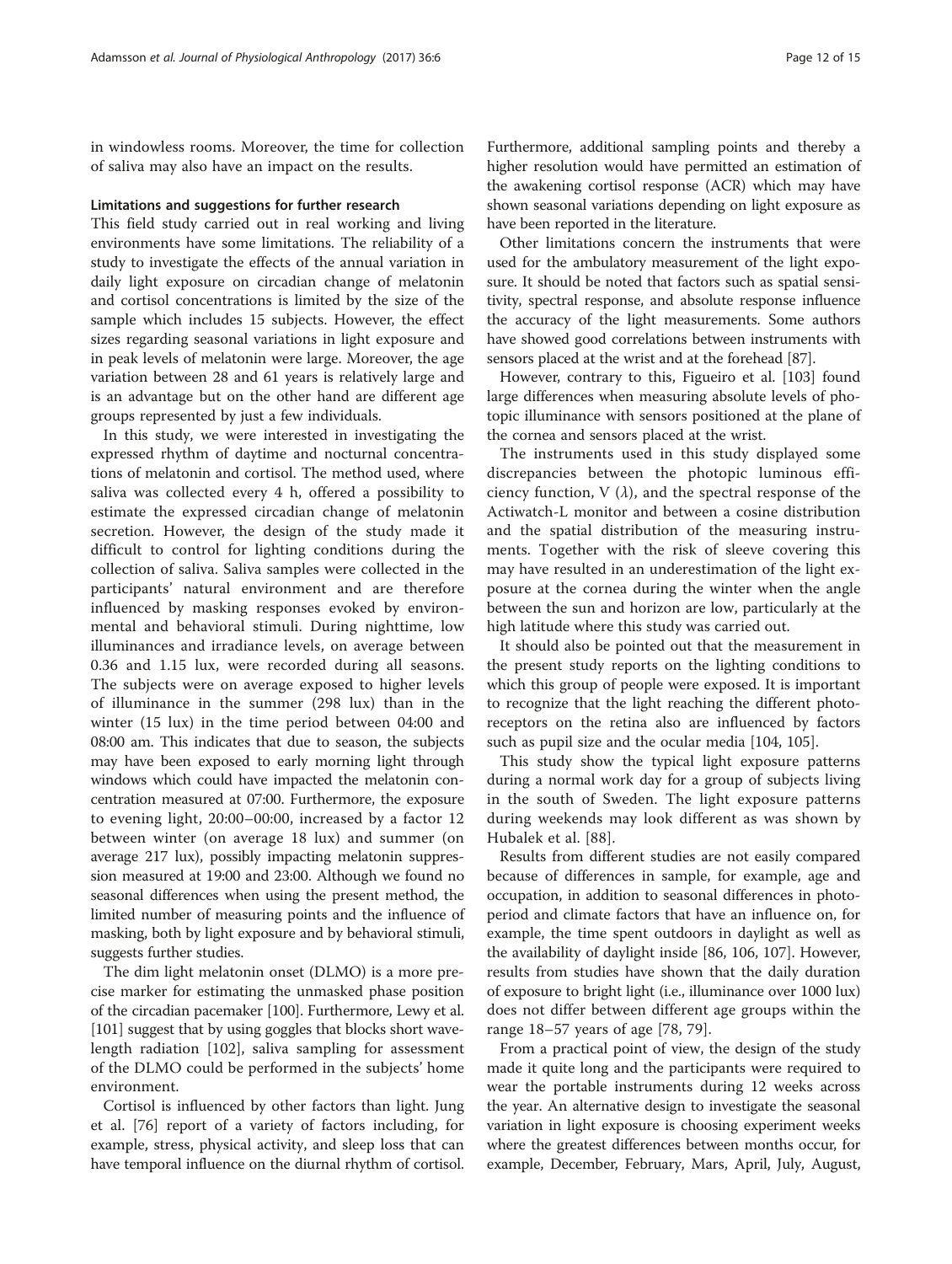in windowless rooms. Moreover, the time for collection of saliva may also have an impact on the results.

### Limitations and suggestions for further research

This field study carried out in real working and living environments have some limitations. The reliability of a study to investigate the effects of the annual variation in daily light exposure on circadian change of melatonin and cortisol concentrations is limited by the size of the sample which includes 15 subjects. However, the effect sizes regarding seasonal variations in light exposure and in peak levels of melatonin were large. Moreover, the age variation between 28 and 61 years is relatively large and is an advantage but on the other hand are different age groups represented by just a few individuals.

In this study, we were interested in investigating the expressed rhythm of daytime and nocturnal concentrations of melatonin and cortisol. The method used, where saliva was collected every 4 h, offered a possibility to estimate the expressed circadian change of melatonin secretion. However, the design of the study made it difficult to control for lighting conditions during the collection of saliva. Saliva samples were collected in the participants' natural environment and are therefore influenced by masking responses evoked by environmental and behavioral stimuli. During nighttime, low illuminances and irradiance levels, on average between 0.36 and 1.15 lux, were recorded during all seasons. The subjects were on average exposed to higher levels of illuminance in the summer (298 lux) than in the winter (15 lux) in the time period between 04:00 and 08:00 am. This indicates that due to season, the subjects may have been exposed to early morning light through windows which could have impacted the melatonin concentration measured at 07:00. Furthermore, the exposure to evening light, 20:00–00:00, increased by a factor 12 between winter (on average 18 lux) and summer (on average 217 lux), possibly impacting melatonin suppression measured at 19:00 and 23:00. Although we found no seasonal differences when using the present method, the limited number of measuring points and the influence of masking, both by light exposure and by behavioral stimuli, suggests further studies.

The dim light melatonin onset (DLMO) is a more precise marker for estimating the unmasked phase position of the circadian pacemaker [100]. Furthermore, Lewy et al. [101] suggest that by using goggles that blocks short wavelength radiation [102], saliva sampling for assessment of the DLMO could be performed in the subjects' home environment.

Cortisol is influenced by other factors than light. Jung et al. [76] report of a variety of factors including, for example, stress, physical activity, and sleep loss that can have temporal influence on the diurnal rhythm of cortisol. Furthermore, additional sampling points and thereby a higher resolution would have permitted an estimation of the awakening cortisol response (ACR) which may have shown seasonal variations depending on light exposure as have been reported in the literature.

Other limitations concern the instruments that were used for the ambulatory measurement of the light exposure. It should be noted that factors such as spatial sensitivity, spectral response, and absolute response influence the accuracy of the light measurements. Some authors have showed good correlations between instruments with sensors placed at the wrist and at the forehead [87].

However, contrary to this, Figueiro et al. [103] found large differences when measuring absolute levels of photopic illuminance with sensors positioned at the plane of the cornea and sensors placed at the wrist.

The instruments used in this study displayed some discrepancies between the photopic luminous efficiency function, V ($\lambda$), and the spectral response of the Actiwatch-L monitor and between a cosine distribution and the spatial distribution of the measuring instruments. Together with the risk of sleeve covering this may have resulted in an underestimation of the light exposure at the cornea during the winter when the angle between the sun and horizon are low, particularly at the high latitude where this study was carried out.

It should also be pointed out that the measurement in the present study reports on the lighting conditions to which this group of people were exposed. It is important to recognize that the light reaching the different photoreceptors on the retina also are influenced by factors such as pupil size and the ocular media [104, 105].

This study show the typical light exposure patterns during a normal work day for a group of subjects living in the south of Sweden. The light exposure patterns during weekends may look different as was shown by Hubalek et al. [88].

Results from different studies are not easily compared because of differences in sample, for example, age and occupation, in addition to seasonal differences in photoperiod and climate factors that have an influence on, for example, the time spent outdoors in daylight as well as the availability of daylight inside [86, 106, 107]. However, results from studies have shown that the daily duration of exposure to bright light (i.e., illuminance over 1000 lux) does not differ between different age groups within the range 18–57 years of age [78, 79].

From a practical point of view, the design of the study made it quite long and the participants were required to wear the portable instruments during 12 weeks across the year. An alternative design to investigate the seasonal variation in light exposure is choosing experiment weeks where the greatest differences between months occur, for example, December, February, Mars, April, July, August,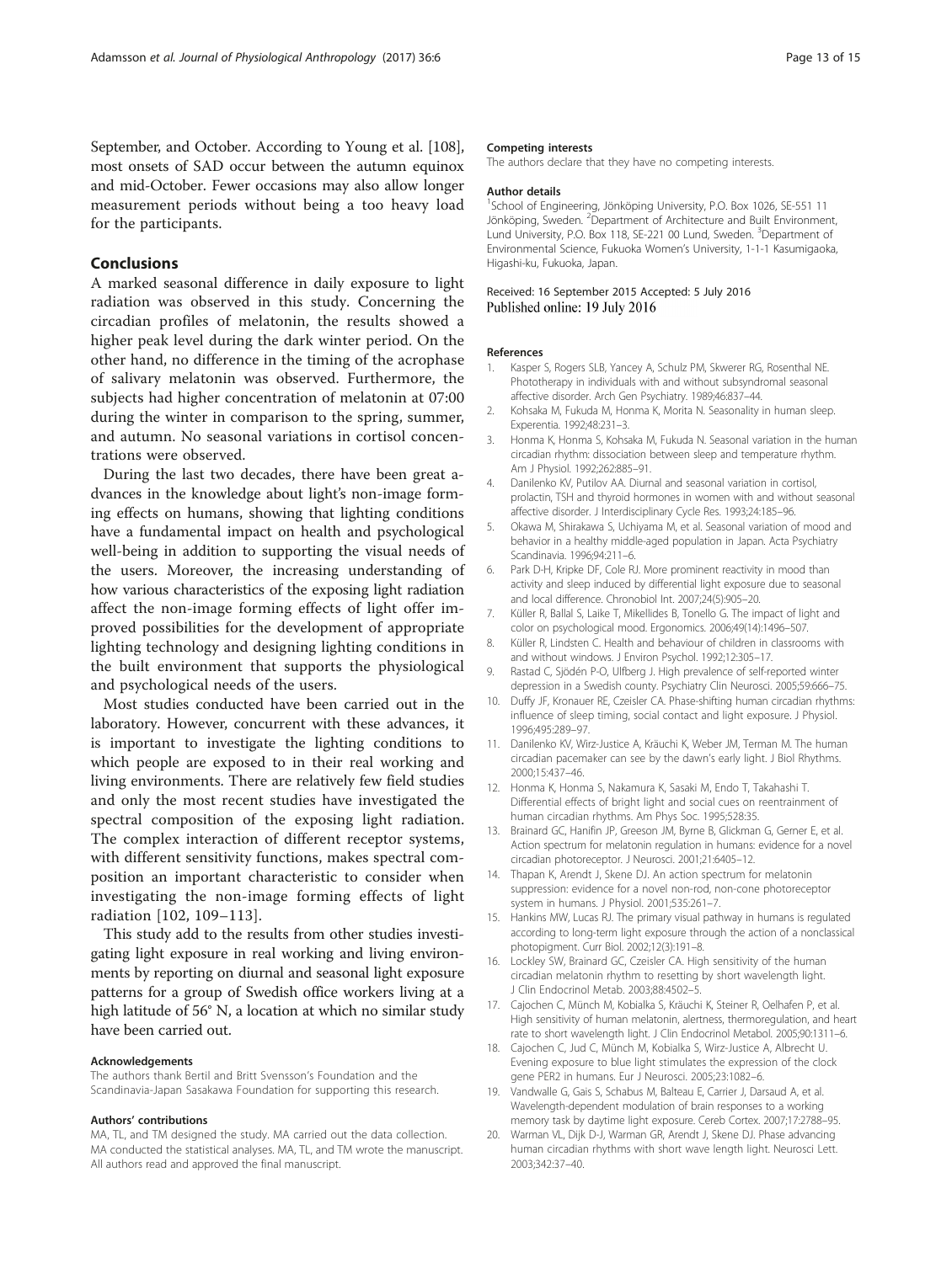September, and October. According to Young et al. [108], most onsets of SAD occur between the autumn equinox and mid-October. Fewer occasions may also allow longer measurement periods without being a too heavy load for the participants.

## Conclusions

A marked seasonal difference in daily exposure to light radiation was observed in this study. Concerning the circadian profiles of melatonin, the results showed a higher peak level during the dark winter period. On the other hand, no difference in the timing of the acrophase of salivary melatonin was observed. Furthermore, the subjects had higher concentration of melatonin at 07:00 during the winter in comparison to the spring, summer, and autumn. No seasonal variations in cortisol concentrations were observed.

During the last two decades, there have been great advances in the knowledge about light's non-image forming effects on humans, showing that lighting conditions have a fundamental impact on health and psychological well-being in addition to supporting the visual needs of the users. Moreover, the increasing understanding of how various characteristics of the exposing light radiation affect the non-image forming effects of light offer improved possibilities for the development of appropriate lighting technology and designing lighting conditions in the built environment that supports the physiological and psychological needs of the users.

Most studies conducted have been carried out in the laboratory. However, concurrent with these advances, it is important to investigate the lighting conditions to which people are exposed to in their real working and living environments. There are relatively few field studies and only the most recent studies have investigated the spectral composition of the exposing light radiation. The complex interaction of different receptor systems, with different sensitivity functions, makes spectral composition an important characteristic to consider when investigating the non-image forming effects of light radiation [102, 109–113].

This study add to the results from other studies investigating light exposure in real working and living environments by reporting on diurnal and seasonal light exposure patterns for a group of Swedish office workers living at a high latitude of 56° N, a location at which no similar study have been carried out.

#### Acknowledgements

The authors thank Bertil and Britt Svensson's Foundation and the Scandinavia-Japan Sasakawa Foundation for supporting this research.

#### Authors' contributions

MA, TL, and TM designed the study. MA carried out the data collection. MA conducted the statistical analyses. MA, TL, and TM wrote the manuscript. All authors read and approved the final manuscript.

#### Competing interests

The authors declare that they have no competing interests.

#### Author details

[1]School of Engineering, Jönköping University, P.O. Box 1026, SE-551 11 Jönköping, Sweden. [2]Department of Architecture and Built Environment, Lund University, P.O. Box 118, SE-221 00 Lund, Sweden. [3]Department of Environmental Science, Fukuoka Women's University, 1-1-1 Kasumigaoka, Higashi-ku, Fukuoka, Japan.

Received: 16 September 2015 Accepted: 5 July 2016
Published online: 19 July 2016

#### References

1. Kasper S, Rogers SLB, Yancey A, Schulz PM, Skwerer RG, Rosenthal NE. Phototherapy in individuals with and without subsyndromal seasonal affective disorder. Arch Gen Psychiatry. 1989;46:837–44.
2. Kohsaka M, Fukuda M, Honma K, Morita N. Seasonality in human sleep. Experentia. 1992;48:231–3.
3. Honma K, Honma S, Kohsaka M, Fukuda N. Seasonal variation in the human circadian rhythm: dissociation between sleep and temperature rhythm. Am J Physiol. 1992;262:885–91.
4. Danilenko KV, Putilov AA. Diurnal and seasonal variation in cortisol, prolactin, TSH and thyroid hormones in women with and without seasonal affective disorder. J Interdisciplinary Cycle Res. 1993;24:185–96.
5. Okawa M, Shirakawa S, Uchiyama M, et al. Seasonal variation of mood and behavior in a healthy middle-aged population in Japan. Acta Psychiatry Scandinavia. 1996;94:211–6.
6. Park D-H, Kripke DF, Cole RJ. More prominent reactivity in mood than activity and sleep induced by differential light exposure due to seasonal and local difference. Chronobiol Int. 2007;24(5):905–20.
7. Küller R, Ballal S, Laike T, Mikellides B, Tonello G. The impact of light and color on psychological mood. Ergonomics. 2006;49(14):1496–507.
8. Küller R, Lindsten C. Health and behaviour of children in classrooms with and without windows. J Environ Psychol. 1992;12:305–17.
9. Rastad C, Sjödén P-O, Ulfberg J. High prevalence of self-reported winter depression in a Swedish county. Psychiatry Clin Neurosci. 2005;59:666–75.
10. Duffy JF, Kronauer RE, Czeisler CA. Phase-shifting human circadian rhythms: influence of sleep timing, social contact and light exposure. J Physiol. 1996;495:289–97.
11. Danilenko KV, Wirz-Justice A, Kräuchi K, Weber JM, Terman M. The human circadian pacemaker can see by the dawn's early light. J Biol Rhythms. 2000;15:437–46.
12. Honma K, Honma S, Nakamura K, Sasaki M, Endo T, Takahashi T. Differential effects of bright light and social cues on reentrainment of human circadian rhythms. Am Phys Soc. 1995;528:35.
13. Brainard GC, Hanifin JP, Greeson JM, Byrne B, Glickman G, Gerner E, et al. Action spectrum for melatonin regulation in humans: evidence for a novel circadian photoreceptor. J Neurosci. 2001;21:6405–12.
14. Thapan K, Arendt J, Skene DJ. An action spectrum for melatonin suppression: evidence for a novel non-rod, non-cone photoreceptor system in humans. J Physiol. 2001;535:261–7.
15. Hankins MW, Lucas RJ. The primary visual pathway in humans is regulated according to long-term light exposure through the action of a nonclassical photopigment. Curr Biol. 2002;12(3):191–8.
16. Lockley SW, Brainard GC, Czeisler CA. High sensitivity of the human circadian melatonin rhythm to resetting by short wavelength light. J Clin Endocrinol Metab. 2003;88:4502–5.
17. Cajochen C, Münch M, Kobialka S, Kräuchi K, Steiner R, Oelhafen P, et al. High sensitivity of human melatonin, alertness, thermoregulation, and heart rate to short wavelength light. J Clin Endocrinol Metabol. 2005;90:1311–6.
18. Cajochen C, Jud C, Münch M, Kobialka S, Wirz-Justice A, Albrecht U. Evening exposure to blue light stimulates the expression of the clock gene PER2 in humans. Eur J Neurosci. 2005;23:1082–6.
19. Vandwalle G, Gais S, Schabus M, Balteau E, Carrier J, Darsaud A, et al. Wavelength-dependent modulation of brain responses to a working memory task by daytime light exposure. Cereb Cortex. 2007;17:2788–95.
20. Warman VL, Dijk D-J, Warman GR, Arendt J, Skene DJ. Phase advancing human circadian rhythms with short wave length light. Neurosci Lett. 2003;342:37–40.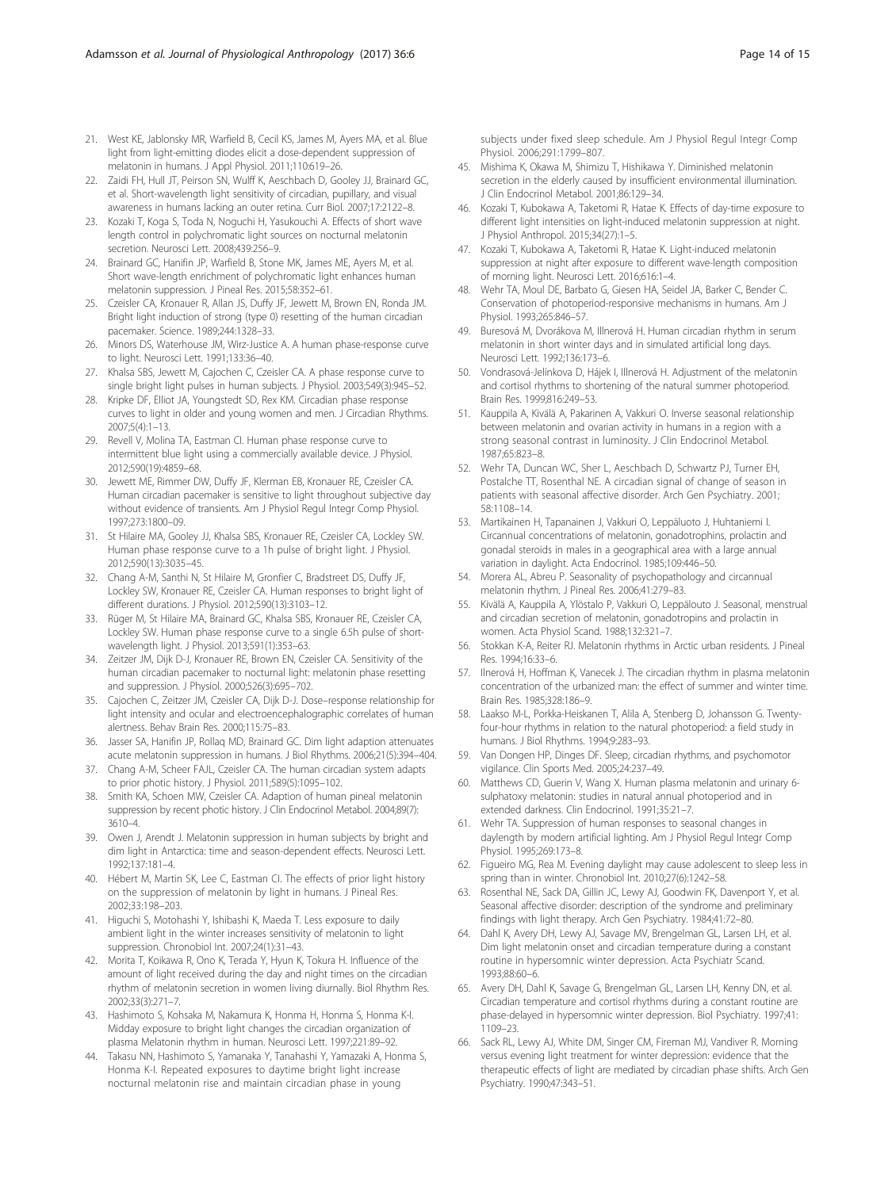21. West KE, Jablonsky MR, Warfield B, Cecil KS, James M, Ayers MA, et al. Blue light from light-emitting diodes elicit a dose-dependent suppression of melatonin in humans. J Appl Physiol. 2011;110:619–26.
22. Zaidi FH, Hull JT, Peirson SN, Wulff K, Aeschbach D, Gooley JJ, Brainard GC, et al. Short-wavelength light sensitivity of circadian, pupillary, and visual awareness in humans lacking an outer retina. Curr Biol. 2007;17:2122–8.
23. Kozaki T, Koga S, Toda N, Noguchi H, Yasukouchi A. Effects of short wave length control in polychromatic light sources on nocturnal melatonin secretion. Neurosci Lett. 2008;439:256–9.
24. Brainard GC, Hanifin JP, Warfield B, Stone MK, James ME, Ayers M, et al. Short wave-length enrichment of polychromatic light enhances human melatonin suppression. J Pineal Res. 2015;58:352–61.
25. Czeisler CA, Kronauer R, Allan JS, Duffy JF, Jewett M, Brown EN, Ronda JM. Bright light induction of strong (type 0) resetting of the human circadian pacemaker. Science. 1989;244:1328–33.
26. Minors DS, Waterhouse JM, Wirz-Justice A. A human phase-response curve to light. Neurosci Lett. 1991;133:36–40.
27. Khalsa SBS, Jewett M, Cajochen C, Czeisler CA. A phase response curve to single bright light pulses in human subjects. J Physiol. 2003;549(3):945–52.
28. Kripke DF, Elliot JA, Youngstedt SD, Rex KM. Circadian phase response curves to light in older and young women and men. J Circadian Rhythms. 2007;5(4):1–13.
29. Revell V, Molina TA, Eastman CI. Human phase response curve to intermittent blue light using a commercially available device. J Physiol. 2012;590(19):4859–68.
30. Jewett ME, Rimmer DW, Duffy JF, Klerman EB, Kronauer RE, Czeisler CA. Human circadian pacemaker is sensitive to light throughout subjective day without evidence of transients. Am J Physiol Regul Integr Comp Physiol. 1997;273:1800–09.
31. St Hilaire MA, Gooley JJ, Khalsa SBS, Kronauer RE, Czeisler CA, Lockley SW. Human phase response curve to a 1h pulse of bright light. J Physiol. 2012;590(13):3035–45.
32. Chang A-M, Santhi N, St Hilaire M, Gronfier C, Bradstreet DS, Duffy JF, Lockley SW, Kronauer RE, Czeisler CA. Human responses to bright light of different durations. J Physiol. 2012;590(13):3103–12.
33. Rüger M, St Hilaire MA, Brainard GC, Khalsa SBS, Kronauer RE, Czeisler CA, Lockley SW. Human phase response curve to a single 6.5h pulse of short-wavelength light. J Physiol. 2013;591(1):353–63.
34. Zeitzer JM, Dijk D-J, Kronauer RE, Brown EN, Czeisler CA. Sensitivity of the human circadian pacemaker to nocturnal light: melatonin phase resetting and suppression. J Physiol. 2000;526(3):695–702.
35. Cajochen C, Zeitzer JM, Czeisler CA, Dijk D-J. Dose–response relationship for light intensity and ocular and electroencephalographic correlates of human alertness. Behav Brain Res. 2000;115:75–83.
36. Jasser SA, Hanifin JP, Rollaq MD, Brainard GC. Dim light adaption attenuates acute melatonin suppression in humans. J Biol Rhythms. 2006;21(5):394–404.
37. Chang A-M, Scheer FAJL, Czeisler CA. The human circadian system adapts to prior photic history. J Physiol. 2011;589(5):1095–102.
38. Smith KA, Schoen MW, Czeisler CA. Adaption of human pineal melatonin suppression by recent photic history. J Clin Endocrinol Metabol. 2004;89(7):3610–4.
39. Owen J, Arendt J. Melatonin suppression in human subjects by bright and dim light in Antarctica: time and season-dependent effects. Neurosci Lett. 1992;137:181–4.
40. Hébert M, Martin SK, Lee C, Eastman CI. The effects of prior light history on the suppression of melatonin by light in humans. J Pineal Res. 2002;33:198–203.
41. Higuchi S, Motohashi Y, Ishibashi K, Maeda T. Less exposure to daily ambient light in the winter increases sensitivity of melatonin to light suppression. Chronobiol Int. 2007;24(1):31–43.
42. Morita T, Koikawa R, Ono K, Terada Y, Hyun K, Tokura H. Influence of the amount of light received during the day and night times on the circadian rhythm of melatonin secretion in women living diurnally. Biol Rhythm Res. 2002;33(3):271–7.
43. Hashimoto S, Kohsaka M, Nakamura K, Honma H, Honma S, Honma K-I. Midday exposure to bright light changes the circadian organization of plasma Melatonin rhythm in human. Neurosci Lett. 1997;221:89–92.
44. Takasu NN, Hashimoto S, Yamanaka Y, Tanahashi Y, Yamazaki A, Honma S, Honma K-I. Repeated exposures to daytime bright light increase nocturnal melatonin rise and maintain circadian phase in young subjects under fixed sleep schedule. Am J Physiol Regul Integr Comp Physiol. 2006;291:1799–807.
45. Mishima K, Okawa M, Shimizu T, Hishikawa Y. Diminished melatonin secretion in the elderly caused by insufficient environmental illumination. J Clin Endocrinol Metabol. 2001;86:129–34.
46. Kozaki T, Kubokawa A, Taketomi R, Hatae K. Effects of day-time exposure to different light intensities on light-induced melatonin suppression at night. J Physiol Anthropol. 2015;34(27):1–5.
47. Kozaki T, Kubokawa A, Taketomi R, Hatae K. Light-induced melatonin suppression at night after exposure to different wave-length composition of morning light. Neurosci Lett. 2016;616:1–4.
48. Wehr TA, Moul DE, Barbato G, Giesen HA, Seidel JA, Barker C, Bender C. Conservation of photoperiod-responsive mechanisms in humans. Am J Physiol. 1993;265:846–57.
49. Buresová M, Dvoráková M, Illnerová H. Human circadian rhythm in serum melatonin in short winter days and in simulated artificial long days. Neurosci Lett. 1992;136:173–6.
50. Vondrasová-Jelínkova D, Hájek I, Illnerová H. Adjustment of the melatonin and cortisol rhythms to shortening of the natural summer photoperiod. Brain Res. 1999;816:249–53.
51. Kauppila A, Kivälä A, Pakarinen A, Vakkuri O. Inverse seasonal relationship between melatonin and ovarian activity in humans in a region with a strong seasonal contrast in luminosity. J Clin Endocrinol Metabol. 1987;65:823–8.
52. Wehr TA, Duncan WC, Sher L, Aeschbach D, Schwartz PJ, Turner EH, Postalche TT, Rosenthal NE. A circadian signal of change of season in patients with seasonal affective disorder. Arch Gen Psychiatry. 2001;58:1108–14.
53. Martikainen H, Tapanainen J, Vakkuri O, Leppäluoto J, Huhtaniemi I. Circannual concentrations of melatonin, gonadotrophins, prolactin and gonadal steroids in males in a geographical area with a large annual variation in daylight. Acta Endocrinol. 1985;109:446–50.
54. Morera AL, Abreu P. Seasonality of psychopathology and circannual melatonin rhythm. J Pineal Res. 2006;41:279–83.
55. Kivälä A, Kauppila A, Ylöstalo P, Vakkuri O, Leppälouto J. Seasonal, menstrual and circadian secretion of melatonin, gonadotropins and prolactin in women. Acta Physiol Scand. 1988;132:321–7.
56. Stokkan K-A, Reiter RJ. Melatonin rhythms in Arctic urban residents. J Pineal Res. 1994;16:33–6.
57. Ilnerová H, Hoffman K, Vanecek J. The circadian rhythm in plasma melatonin concentration of the urbanized man: the effect of summer and winter time. Brain Res. 1985;328:186–9.
58. Laakso M-L, Porkka-Heiskanen T, Alila A, Stenberg D, Johansson G. Twenty-four-hour rhythms in relation to the natural photoperiod: a field study in humans. J Biol Rhythms. 1994;9:283–93.
59. Van Dongen HP, Dinges DF. Sleep, circadian rhythms, and psychomotor vigilance. Clin Sports Med. 2005;24:237–49.
60. Matthews CD, Guerin V, Wang X. Human plasma melatonin and urinary 6-sulphatoxy melatonin: studies in natural annual photoperiod and in extended darkness. Clin Endocrinol. 1991;35:21–7.
61. Wehr TA. Suppression of human responses to seasonal changes in daylength by modern artificial lighting. Am J Physiol Regul Integr Comp Physiol. 1995;269:173–8.
62. Figueiro MG, Rea M. Evening daylight may cause adolescent to sleep less in spring than in winter. Chronobiol Int. 2010;27(6):1242–58.
63. Rosenthal NE, Sack DA, Gillin JC, Lewy AJ, Goodwin FK, Davenport Y, et al. Seasonal affective disorder: description of the syndrome and preliminary findings with light therapy. Arch Gen Psychiatry. 1984;41:72–80.
64. Dahl K, Avery DH, Lewy AJ, Savage MV, Brengelman GL, Larsen LH, et al. Dim light melatonin onset and circadian temperature during a constant routine in hypersomnic winter depression. Acta Psychiatr Scand. 1993;88:60–6.
65. Avery DH, Dahl K, Savage G, Brengelman GL, Larsen LH, Kenny DN, et al. Circadian temperature and cortisol rhythms during a constant routine are phase-delayed in hypersomnic winter depression. Biol Psychiatry. 1997;41:1109–23.
66. Sack RL, Lewy AJ, White DM, Singer CM, Fireman MJ, Vandiver R. Morning versus evening light treatment for winter depression: evidence that the therapeutic effects of light are mediated by circadian phase shifts. Arch Gen Psychiatry. 1990;47:343–51.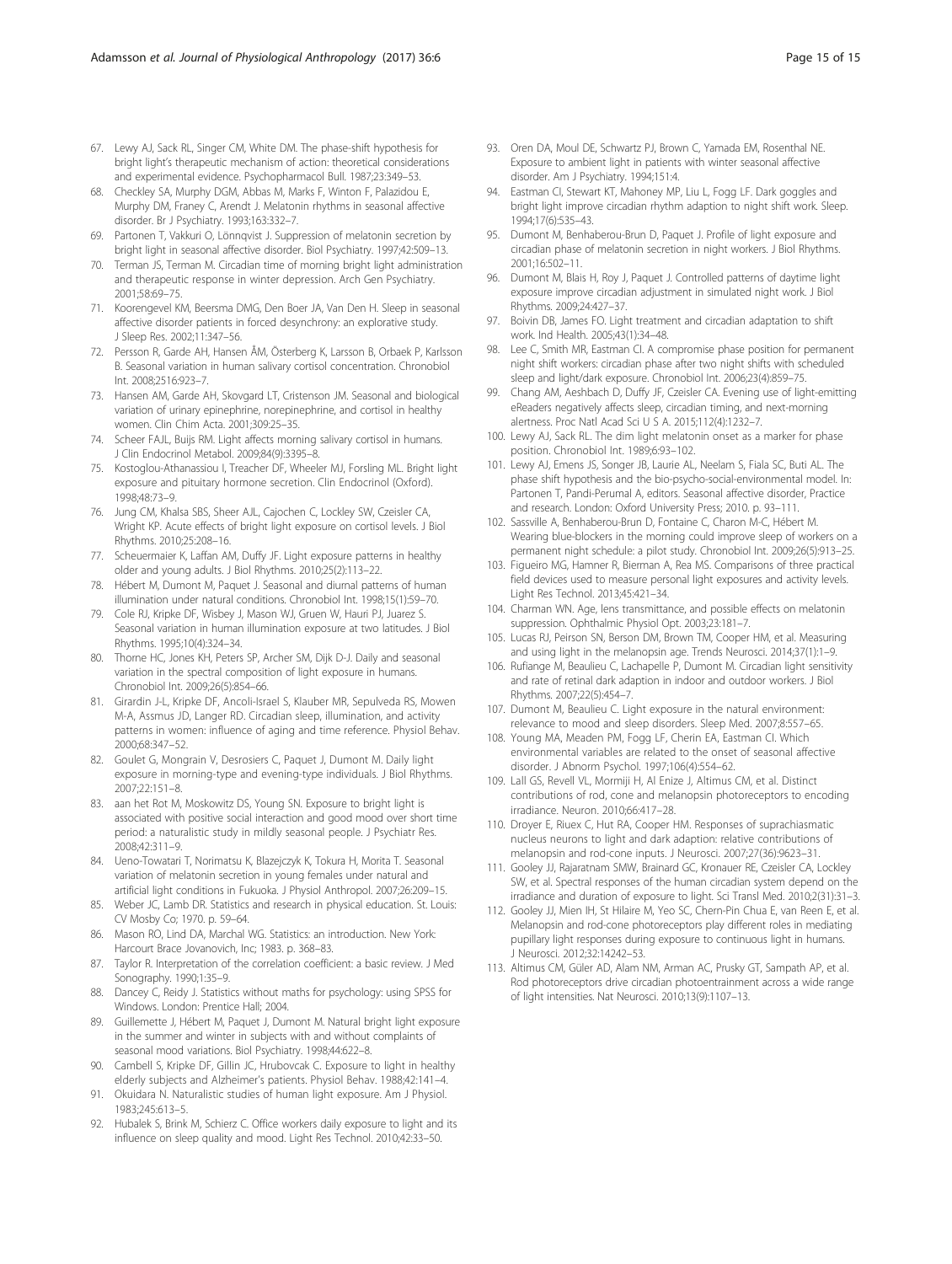67. Lewy AJ, Sack RL, Singer CM, White DM. The phase-shift hypothesis for bright light's therapeutic mechanism of action: theoretical considerations and experimental evidence. Psychopharmacol Bull. 1987;23:349–53.
68. Checkley SA, Murphy DGM, Abbas M, Marks F, Winton F, Palazidou E, Murphy DM, Franey C, Arendt J. Melatonin rhythms in seasonal affective disorder. Br J Psychiatry. 1993;163:332–7.
69. Partonen T, Vakkuri O, Lönnqvist J. Suppression of melatonin secretion by bright light in seasonal affective disorder. Biol Psychiatry. 1997;42:509–13.
70. Terman JS, Terman M. Circadian time of morning bright light administration and therapeutic response in winter depression. Arch Gen Psychiatry. 2001;58:69–75.
71. Koorengevel KM, Beersma DMG, Den Boer JA, Van Den H. Sleep in seasonal affective disorder patients in forced desynchrony: an explorative study. J Sleep Res. 2002;11:347–56.
72. Persson R, Garde AH, Hansen ÅM, Österberg K, Larsson B, Orbaek P, Karlsson B. Seasonal variation in human salivary cortisol concentration. Chronobiol Int. 2008;2516:923–7.
73. Hansen AM, Garde AH, Skovgard LT, Cristenson JM. Seasonal and biological variation of urinary epinephrine, norepinephrine, and cortisol in healthy women. Clin Chim Acta. 2001;309:25–35.
74. Scheer FAJL, Buijs RM. Light affects morning salivary cortisol in humans. J Clin Endocrinol Metabol. 2009;84(9):3395–8.
75. Kostoglou-Athanassiou I, Treacher DF, Wheeler MJ, Forsling ML. Bright light exposure and pituitary hormone secretion. Clin Endocrinol (Oxford). 1998;48:73–9.
76. Jung CM, Khalsa SBS, Sheer AJL, Cajochen C, Lockley SW, Czeisler CA, Wright KP. Acute effects of bright light exposure on cortisol levels. J Biol Rhythms. 2010;25:208–16.
77. Scheuermaier K, Laffan AM, Duffy JF. Light exposure patterns in healthy older and young adults. J Biol Rhythms. 2010;25(2):113–22.
78. Hébert M, Dumont M, Paquet J. Seasonal and diurnal patterns of human illumination under natural conditions. Chronobiol Int. 1998;15(1):59–70.
79. Cole RJ, Kripke DF, Wisbey J, Mason WJ, Gruen W, Hauri PJ, Juarez S. Seasonal variation in human illumination exposure at two latitudes. J Biol Rhythms. 1995;10(4):324–34.
80. Thorne HC, Jones KH, Peters SP, Archer SM, Dijk D-J. Daily and seasonal variation in the spectral composition of light exposure in humans. Chronobiol Int. 2009;26(5):854–66.
81. Girardin J-L, Kripke DF, Ancoli-Israel S, Klauber MR, Sepulveda RS, Mowen M-A, Assmus JD, Langer RD. Circadian sleep, illumination, and activity patterns in women: influence of aging and time reference. Physiol Behav. 2000;68:347–52.
82. Goulet G, Mongrain V, Desrosiers C, Paquet J, Dumont M. Daily light exposure in morning-type and evening-type individuals. J Biol Rhythms. 2007;22:151–8.
83. aan het Rot M, Moskowitz DS, Young SN. Exposure to bright light is associated with positive social interaction and good mood over short time period: a naturalistic study in mildly seasonal people. J Psychiatr Res. 2008;42:311–9.
84. Ueno-Towatari T, Norimatsu K, Blazejczyk K, Tokura H, Morita T. Seasonal variation of melatonin secretion in young females under natural and artificial light conditions in Fukuoka. J Physiol Anthropol. 2007;26:209–15.
85. Weber JC, Lamb DR. Statistics and research in physical education. St. Louis: CV Mosby Co; 1970. p. 59–64.
86. Mason RO, Lind DA, Marchal WG. Statistics: an introduction. New York: Harcourt Brace Jovanovich, Inc; 1983. p. 368–83.
87. Taylor R. Interpretation of the correlation coefficient: a basic review. J Med Sonography. 1990;1:35–9.
88. Dancey C, Reidy J. Statistics without maths for psychology: using SPSS for Windows. London: Prentice Hall; 2004.
89. Guillemette J, Hébert M, Paquet J, Dumont M. Natural bright light exposure in the summer and winter in subjects with and without complaints of seasonal mood variations. Biol Psychiatry. 1998;44:622–8.
90. Cambell S, Kripke DF, Gillin JC, Hrubovcak C. Exposure to light in healthy elderly subjects and Alzheimer's patients. Physiol Behav. 1988;42:141–4.
91. Okuidara N. Naturalistic studies of human light exposure. Am J Physiol. 1983;245:613–5.
92. Hubalek S, Brink M, Schierz C. Office workers daily exposure to light and its influence on sleep quality and mood. Light Res Technol. 2010;42:33–50.
93. Oren DA, Moul DE, Schwartz PJ, Brown C, Yamada EM, Rosenthal NE. Exposure to ambient light in patients with winter seasonal affective disorder. Am J Psychiatry. 1994;151:4.
94. Eastman CI, Stewart KT, Mahoney MP, Liu L, Fogg LF. Dark goggles and bright light improve circadian rhythm adaption to night shift work. Sleep. 1994;17(6):535–43.
95. Dumont M, Benhaberou-Brun D, Paquet J. Profile of light exposure and circadian phase of melatonin secretion in night workers. J Biol Rhythms. 2001;16:502–11.
96. Dumont M, Blais H, Roy J, Paquet J. Controlled patterns of daytime light exposure improve circadian adjustment in simulated night work. J Biol Rhythms. 2009;24:427–37.
97. Boivin DB, James FO. Light treatment and circadian adaptation to shift work. Ind Health. 2005;43(1):34–48.
98. Lee C, Smith MR, Eastman CI. A compromise phase position for permanent night shift workers: circadian phase after two night shifts with scheduled sleep and light/dark exposure. Chronobiol Int. 2006;23(4):859–75.
99. Chang AM, Aeshbach D, Duffy JF, Czeisler CA. Evening use of light-emitting eReaders negatively affects sleep, circadian timing, and next-morning alertness. Proc Natl Acad Sci U S A. 2015;112(4):1232–7.
100. Lewy AJ, Sack RL. The dim light melatonin onset as a marker for phase position. Chronobiol Int. 1989;6:93–102.
101. Lewy AJ, Emens JS, Songer JB, Laurie AL, Neelam S, Fiala SC, Buti AL. The phase shift hypothesis and the bio-psycho-social-environmental model. In: Partonen T, Pandi-Perumal A, editors. Seasonal affective disorder, Practice and research. London: Oxford University Press; 2010. p. 93–111.
102. Sassville A, Benhaberou-Brun D, Fontaine C, Charon M-C, Hébert M. Wearing blue-blockers in the morning could improve sleep of workers on a permanent night schedule: a pilot study. Chronobiol Int. 2009;26(5):913–25.
103. Figueiro MG, Hamner R, Bierman A, Rea MS. Comparisons of three practical field devices used to measure personal light exposures and activity levels. Light Res Technol. 2013;45:421–34.
104. Charman WN. Age, lens transmittance, and possible effects on melatonin suppression. Ophthalmic Physiol Opt. 2003;23:181–7.
105. Lucas RJ, Peirson SN, Berson DM, Brown TM, Cooper HM, et al. Measuring and using light in the melanopsin age. Trends Neurosci. 2014;37(1):1–9.
106. Rufiange M, Beaulieu C, Lachapelle P, Dumont M. Circadian light sensitivity and rate of retinal dark adaption in indoor and outdoor workers. J Biol Rhythms. 2007;22(5):454–7.
107. Dumont M, Beaulieu C. Light exposure in the natural environment: relevance to mood and sleep disorders. Sleep Med. 2007;8:557–65.
108. Young MA, Meaden PM, Fogg LF, Cherin EA, Eastman CI. Which environmental variables are related to the onset of seasonal affective disorder. J Abnorm Psychol. 1997;106(4):554–62.
109. Lall GS, Revell VL, Mormiji H, Al Enize J, Altimus CM, et al. Distinct contributions of rod, cone and melanopsin photoreceptors to encoding irradiance. Neuron. 2010;66:417–28.
110. Droyer E, Riuex C, Hut RA, Cooper HM. Responses of suprachiasmatic nucleus neurons to light and dark adaption: relative contributions of melanopsin and rod-cone inputs. J Neurosci. 2007;27(36):9623–31.
111. Gooley JJ, Rajaratnam SMW, Brainard GC, Kronauer RE, Czeisler CA, Lockley SW, et al. Spectral responses of the human circadian system depend on the irradiance and duration of exposure to light. Sci Transl Med. 2010;2(31):31–3.
112. Gooley JJ, Mien IH, St Hilaire M, Yeo SC, Chern-Pin Chua E, van Reen E, et al. Melanopsin and rod-cone photoreceptors play different roles in mediating pupillary light responses during exposure to continuous light in humans. J Neurosci. 2012;32:14242–53.
113. Altimus CM, Güler AD, Alam NM, Arman AC, Prusky GT, Sampath AP, et al. Rod photoreceptors drive circadian photoentrainment across a wide range of light intensities. Nat Neurosci. 2010;13(9):1107–13.